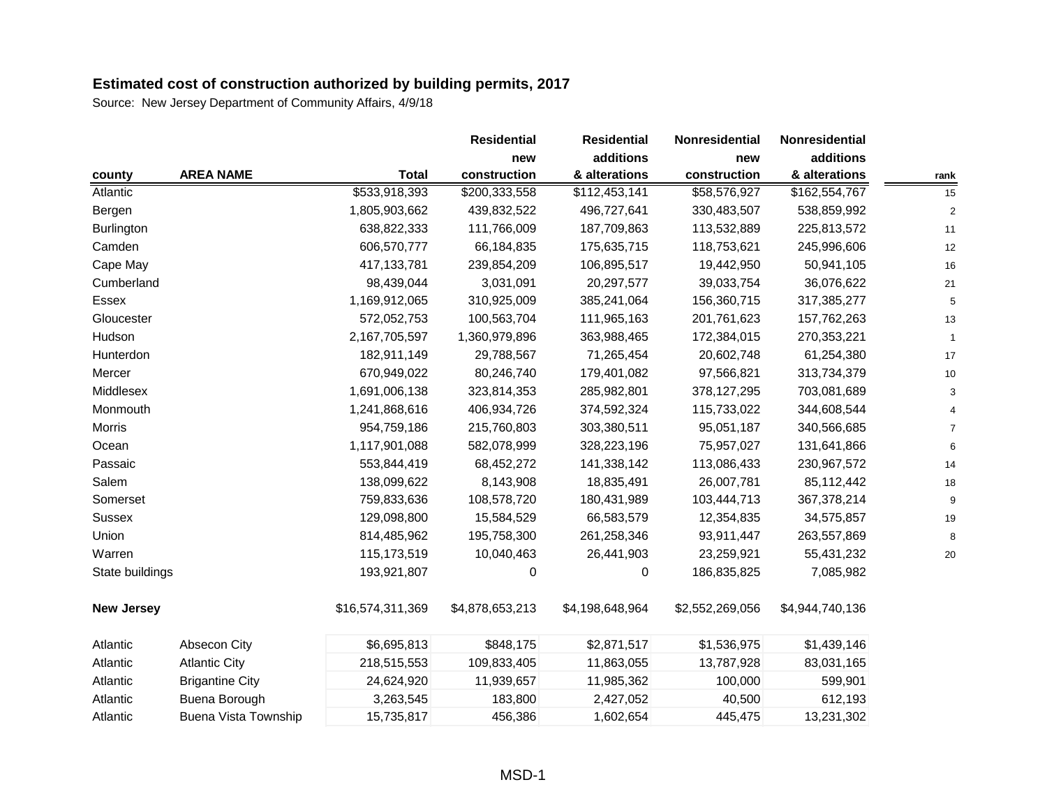## Estimated cost of construction authorized by building permits, 2017

Source: New Jersey Department of Community Affairs, 4/9/18

| county | AREA NAME | Total | Residential new construction | Residential additions & alterations | Nonresidential new construction | Nonresidential additions & alterations | rank |
|---|---|---|---|---|---|---|---|
| Atlantic | | $533,918,393 | $200,333,558 | $112,453,141 | $58,576,927 | $162,554,767 | 15 |
| Bergen | | 1,805,903,662 | 439,832,522 | 496,727,641 | 330,483,507 | 538,859,992 | 2 |
| Burlington | | 638,822,333 | 111,766,009 | 187,709,863 | 113,532,889 | 225,813,572 | 11 |
| Camden | | 606,570,777 | 66,184,835 | 175,635,715 | 118,753,621 | 245,996,606 | 12 |
| Cape May | | 417,133,781 | 239,854,209 | 106,895,517 | 19,442,950 | 50,941,105 | 16 |
| Cumberland | | 98,439,044 | 3,031,091 | 20,297,577 | 39,033,754 | 36,076,622 | 21 |
| Essex | | 1,169,912,065 | 310,925,009 | 385,241,064 | 156,360,715 | 317,385,277 | 5 |
| Gloucester | | 572,052,753 | 100,563,704 | 111,965,163 | 201,761,623 | 157,762,263 | 13 |
| Hudson | | 2,167,705,597 | 1,360,979,896 | 363,988,465 | 172,384,015 | 270,353,221 | 1 |
| Hunterdon | | 182,911,149 | 29,788,567 | 71,265,454 | 20,602,748 | 61,254,380 | 17 |
| Mercer | | 670,949,022 | 80,246,740 | 179,401,082 | 97,566,821 | 313,734,379 | 10 |
| Middlesex | | 1,691,006,138 | 323,814,353 | 285,982,801 | 378,127,295 | 703,081,689 | 3 |
| Monmouth | | 1,241,868,616 | 406,934,726 | 374,592,324 | 115,733,022 | 344,608,544 | 4 |
| Morris | | 954,759,186 | 215,760,803 | 303,380,511 | 95,051,187 | 340,566,685 | 7 |
| Ocean | | 1,117,901,088 | 582,078,999 | 328,223,196 | 75,957,027 | 131,641,866 | 6 |
| Passaic | | 553,844,419 | 68,452,272 | 141,338,142 | 113,086,433 | 230,967,572 | 14 |
| Salem | | 138,099,622 | 8,143,908 | 18,835,491 | 26,007,781 | 85,112,442 | 18 |
| Somerset | | 759,833,636 | 108,578,720 | 180,431,989 | 103,444,713 | 367,378,214 | 9 |
| Sussex | | 129,098,800 | 15,584,529 | 66,583,579 | 12,354,835 | 34,575,857 | 19 |
| Union | | 814,485,962 | 195,758,300 | 261,258,346 | 93,911,447 | 263,557,869 | 8 |
| Warren | | 115,173,519 | 10,040,463 | 26,441,903 | 23,259,921 | 55,431,232 | 20 |
| State buildings | | 193,921,807 | 0 | 0 | 186,835,825 | 7,085,982 | |
| **New Jersey** | | $16,574,311,369 | $4,878,653,213 | $4,198,648,964 | $2,552,269,056 | $4,944,740,136 | |
| Atlantic | Absecon City | $6,695,813 | $848,175 | $2,871,517 | $1,536,975 | $1,439,146 | |
| Atlantic | Atlantic City | 218,515,553 | 109,833,405 | 11,863,055 | 13,787,928 | 83,031,165 | |
| Atlantic | Brigantine City | 24,624,920 | 11,939,657 | 11,985,362 | 100,000 | 599,901 | |
| Atlantic | Buena Borough | 3,263,545 | 183,800 | 2,427,052 | 40,500 | 612,193 | |
| Atlantic | Buena Vista Township | 15,735,817 | 456,386 | 1,602,654 | 445,475 | 13,231,302 | |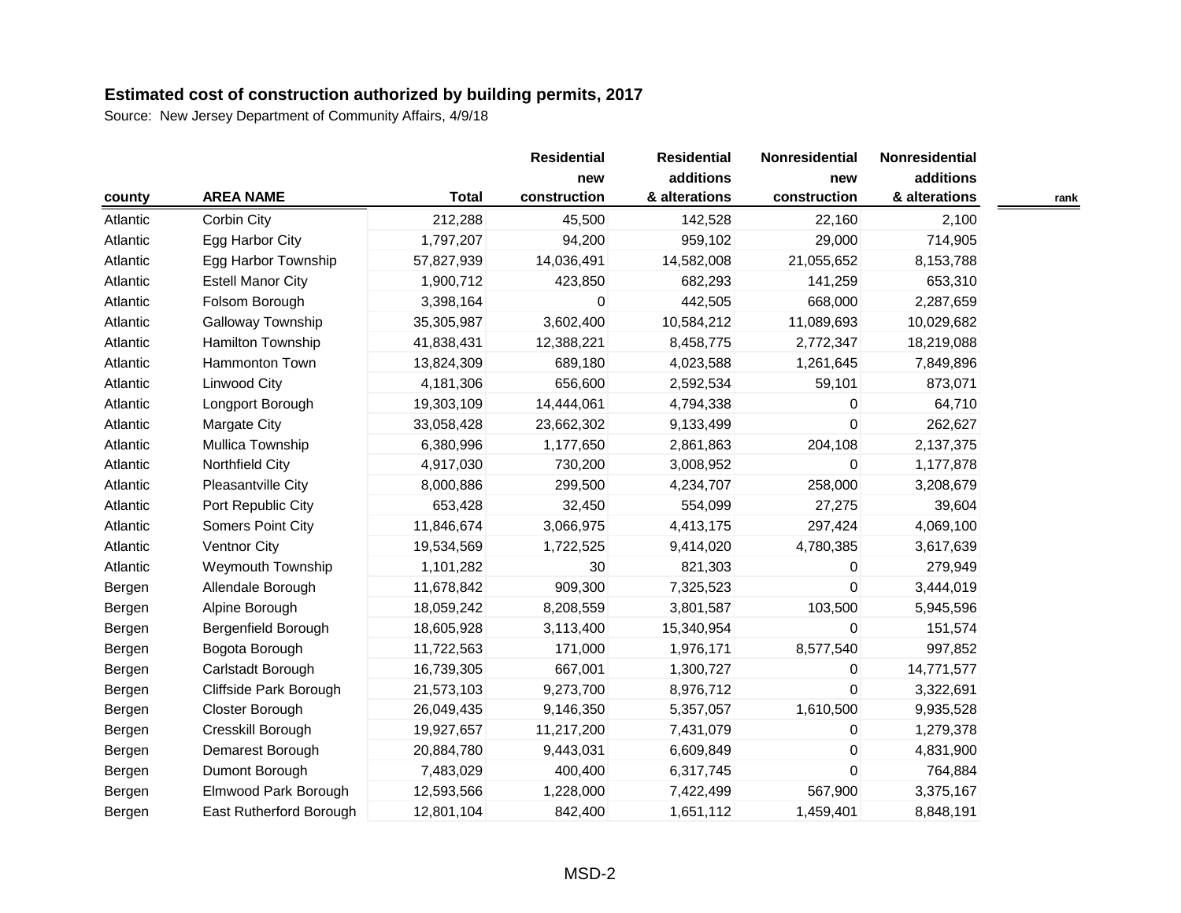## Estimated cost of construction authorized by building permits, 2017

Source: New Jersey Department of Community Affairs, 4/9/18

| county | AREA NAME | Total | Residential new construction | Residential additions & alterations | Nonresidential new construction | Nonresidential additions & alterations | rank |
|---|---|---|---|---|---|---|---|
| Atlantic | Corbin City | 212,288 | 45,500 | 142,528 | 22,160 | 2,100 | |
| Atlantic | Egg Harbor City | 1,797,207 | 94,200 | 959,102 | 29,000 | 714,905 | |
| Atlantic | Egg Harbor Township | 57,827,939 | 14,036,491 | 14,582,008 | 21,055,652 | 8,153,788 | |
| Atlantic | Estell Manor City | 1,900,712 | 423,850 | 682,293 | 141,259 | 653,310 | |
| Atlantic | Folsom Borough | 3,398,164 | 0 | 442,505 | 668,000 | 2,287,659 | |
| Atlantic | Galloway Township | 35,305,987 | 3,602,400 | 10,584,212 | 11,089,693 | 10,029,682 | |
| Atlantic | Hamilton Township | 41,838,431 | 12,388,221 | 8,458,775 | 2,772,347 | 18,219,088 | |
| Atlantic | Hammonton Town | 13,824,309 | 689,180 | 4,023,588 | 1,261,645 | 7,849,896 | |
| Atlantic | Linwood City | 4,181,306 | 656,600 | 2,592,534 | 59,101 | 873,071 | |
| Atlantic | Longport Borough | 19,303,109 | 14,444,061 | 4,794,338 | 0 | 64,710 | |
| Atlantic | Margate City | 33,058,428 | 23,662,302 | 9,133,499 | 0 | 262,627 | |
| Atlantic | Mullica Township | 6,380,996 | 1,177,650 | 2,861,863 | 204,108 | 2,137,375 | |
| Atlantic | Northfield City | 4,917,030 | 730,200 | 3,008,952 | 0 | 1,177,878 | |
| Atlantic | Pleasantville City | 8,000,886 | 299,500 | 4,234,707 | 258,000 | 3,208,679 | |
| Atlantic | Port Republic City | 653,428 | 32,450 | 554,099 | 27,275 | 39,604 | |
| Atlantic | Somers Point City | 11,846,674 | 3,066,975 | 4,413,175 | 297,424 | 4,069,100 | |
| Atlantic | Ventnor City | 19,534,569 | 1,722,525 | 9,414,020 | 4,780,385 | 3,617,639 | |
| Atlantic | Weymouth Township | 1,101,282 | 30 | 821,303 | 0 | 279,949 | |
| Bergen | Allendale Borough | 11,678,842 | 909,300 | 7,325,523 | 0 | 3,444,019 | |
| Bergen | Alpine Borough | 18,059,242 | 8,208,559 | 3,801,587 | 103,500 | 5,945,596 | |
| Bergen | Bergenfield Borough | 18,605,928 | 3,113,400 | 15,340,954 | 0 | 151,574 | |
| Bergen | Bogota Borough | 11,722,563 | 171,000 | 1,976,171 | 8,577,540 | 997,852 | |
| Bergen | Carlstadt Borough | 16,739,305 | 667,001 | 1,300,727 | 0 | 14,771,577 | |
| Bergen | Cliffside Park Borough | 21,573,103 | 9,273,700 | 8,976,712 | 0 | 3,322,691 | |
| Bergen | Closter Borough | 26,049,435 | 9,146,350 | 5,357,057 | 1,610,500 | 9,935,528 | |
| Bergen | Cresskill Borough | 19,927,657 | 11,217,200 | 7,431,079 | 0 | 1,279,378 | |
| Bergen | Demarest Borough | 20,884,780 | 9,443,031 | 6,609,849 | 0 | 4,831,900 | |
| Bergen | Dumont Borough | 7,483,029 | 400,400 | 6,317,745 | 0 | 764,884 | |
| Bergen | Elmwood Park Borough | 12,593,566 | 1,228,000 | 7,422,499 | 567,900 | 3,375,167 | |
| Bergen | East Rutherford Borough | 12,801,104 | 842,400 | 1,651,112 | 1,459,401 | 8,848,191 | |

MSD-2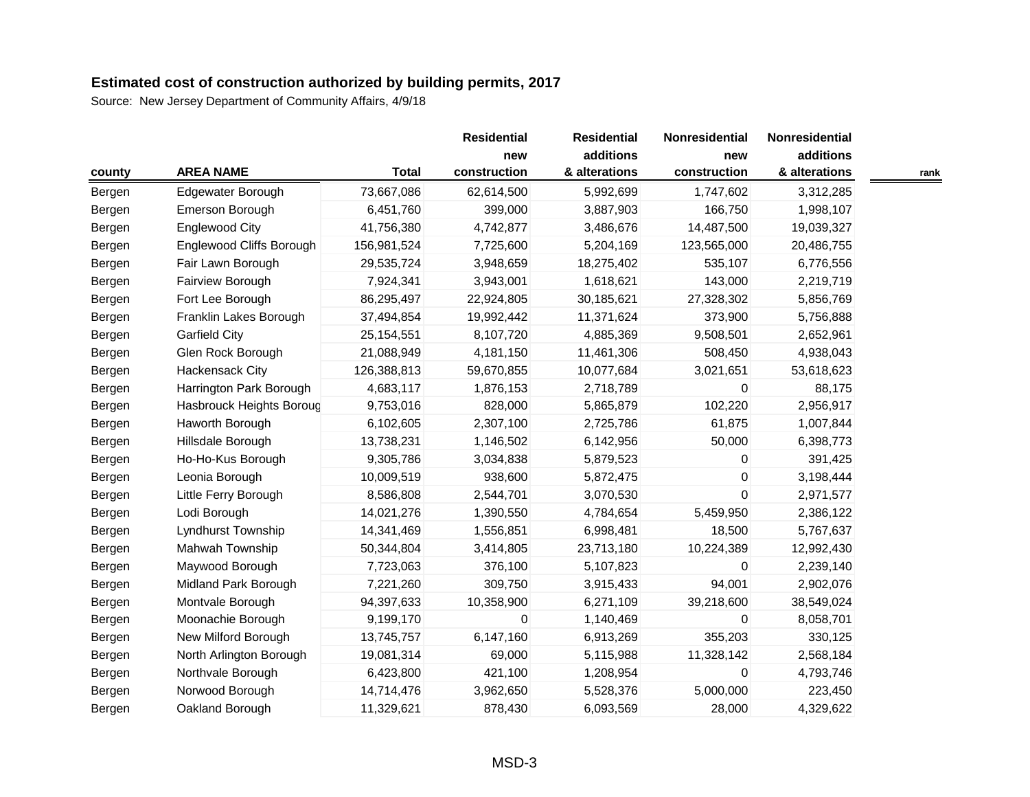**Estimated cost of construction authorized by building permits, 2017**

Source: New Jersey Department of Community Affairs, 4/9/18

| county | AREA NAME | Total | Residential new construction | Residential additions & alterations | Nonresidential new construction | Nonresidential additions & alterations | rank |
|---|---|---|---|---|---|---|---|
| Bergen | Edgewater Borough | 73,667,086 | 62,614,500 | 5,992,699 | 1,747,602 | 3,312,285 | |
| Bergen | Emerson Borough | 6,451,760 | 399,000 | 3,887,903 | 166,750 | 1,998,107 | |
| Bergen | Englewood City | 41,756,380 | 4,742,877 | 3,486,676 | 14,487,500 | 19,039,327 | |
| Bergen | Englewood Cliffs Borough | 156,981,524 | 7,725,600 | 5,204,169 | 123,565,000 | 20,486,755 | |
| Bergen | Fair Lawn Borough | 29,535,724 | 3,948,659 | 18,275,402 | 535,107 | 6,776,556 | |
| Bergen | Fairview Borough | 7,924,341 | 3,943,001 | 1,618,621 | 143,000 | 2,219,719 | |
| Bergen | Fort Lee Borough | 86,295,497 | 22,924,805 | 30,185,621 | 27,328,302 | 5,856,769 | |
| Bergen | Franklin Lakes Borough | 37,494,854 | 19,992,442 | 11,371,624 | 373,900 | 5,756,888 | |
| Bergen | Garfield City | 25,154,551 | 8,107,720 | 4,885,369 | 9,508,501 | 2,652,961 | |
| Bergen | Glen Rock Borough | 21,088,949 | 4,181,150 | 11,461,306 | 508,450 | 4,938,043 | |
| Bergen | Hackensack City | 126,388,813 | 59,670,855 | 10,077,684 | 3,021,651 | 53,618,623 | |
| Bergen | Harrington Park Borough | 4,683,117 | 1,876,153 | 2,718,789 | 0 | 88,175 | |
| Bergen | Hasbrouck Heights Boroug | 9,753,016 | 828,000 | 5,865,879 | 102,220 | 2,956,917 | |
| Bergen | Haworth Borough | 6,102,605 | 2,307,100 | 2,725,786 | 61,875 | 1,007,844 | |
| Bergen | Hillsdale Borough | 13,738,231 | 1,146,502 | 6,142,956 | 50,000 | 6,398,773 | |
| Bergen | Ho-Ho-Kus Borough | 9,305,786 | 3,034,838 | 5,879,523 | 0 | 391,425 | |
| Bergen | Leonia Borough | 10,009,519 | 938,600 | 5,872,475 | 0 | 3,198,444 | |
| Bergen | Little Ferry Borough | 8,586,808 | 2,544,701 | 3,070,530 | 0 | 2,971,577 | |
| Bergen | Lodi Borough | 14,021,276 | 1,390,550 | 4,784,654 | 5,459,950 | 2,386,122 | |
| Bergen | Lyndhurst Township | 14,341,469 | 1,556,851 | 6,998,481 | 18,500 | 5,767,637 | |
| Bergen | Mahwah Township | 50,344,804 | 3,414,805 | 23,713,180 | 10,224,389 | 12,992,430 | |
| Bergen | Maywood Borough | 7,723,063 | 376,100 | 5,107,823 | 0 | 2,239,140 | |
| Bergen | Midland Park Borough | 7,221,260 | 309,750 | 3,915,433 | 94,001 | 2,902,076 | |
| Bergen | Montvale Borough | 94,397,633 | 10,358,900 | 6,271,109 | 39,218,600 | 38,549,024 | |
| Bergen | Moonachie Borough | 9,199,170 | 0 | 1,140,469 | 0 | 8,058,701 | |
| Bergen | New Milford Borough | 13,745,757 | 6,147,160 | 6,913,269 | 355,203 | 330,125 | |
| Bergen | North Arlington Borough | 19,081,314 | 69,000 | 5,115,988 | 11,328,142 | 2,568,184 | |
| Bergen | Northvale Borough | 6,423,800 | 421,100 | 1,208,954 | 0 | 4,793,746 | |
| Bergen | Norwood Borough | 14,714,476 | 3,962,650 | 5,528,376 | 5,000,000 | 223,450 | |
| Bergen | Oakland Borough | 11,329,621 | 878,430 | 6,093,569 | 28,000 | 4,329,622 | |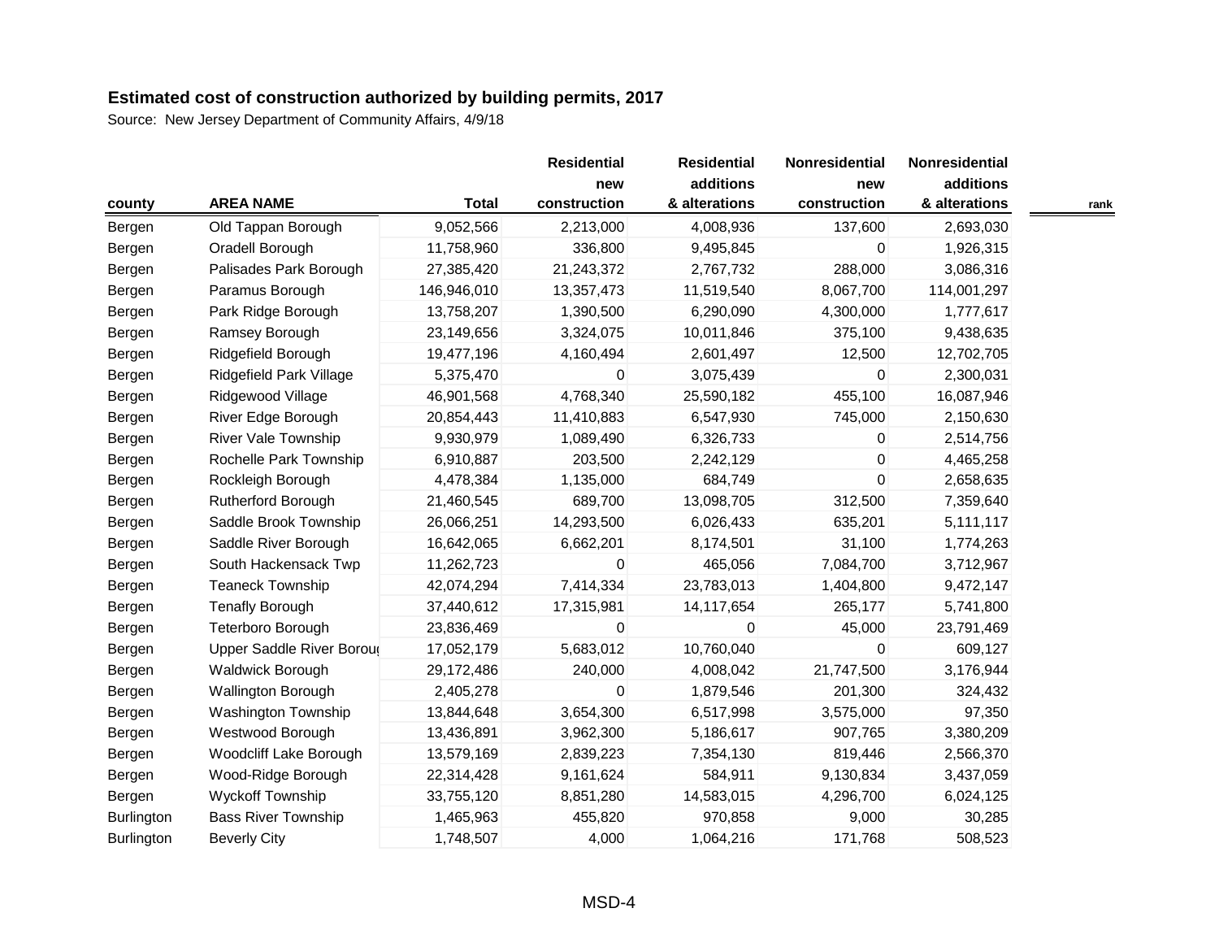## Estimated cost of construction authorized by building permits, 2017

Source: New Jersey Department of Community Affairs, 4/9/18

| county | AREA NAME | Total | Residential new construction | Residential additions & alterations | Nonresidential new construction | Nonresidential additions & alterations | rank |
|---|---|---|---|---|---|---|---|
| Bergen | Old Tappan Borough | 9,052,566 | 2,213,000 | 4,008,936 | 137,600 | 2,693,030 | |
| Bergen | Oradell Borough | 11,758,960 | 336,800 | 9,495,845 | 0 | 1,926,315 | |
| Bergen | Palisades Park Borough | 27,385,420 | 21,243,372 | 2,767,732 | 288,000 | 3,086,316 | |
| Bergen | Paramus Borough | 146,946,010 | 13,357,473 | 11,519,540 | 8,067,700 | 114,001,297 | |
| Bergen | Park Ridge Borough | 13,758,207 | 1,390,500 | 6,290,090 | 4,300,000 | 1,777,617 | |
| Bergen | Ramsey Borough | 23,149,656 | 3,324,075 | 10,011,846 | 375,100 | 9,438,635 | |
| Bergen | Ridgefield Borough | 19,477,196 | 4,160,494 | 2,601,497 | 12,500 | 12,702,705 | |
| Bergen | Ridgefield Park Village | 5,375,470 | 0 | 3,075,439 | 0 | 2,300,031 | |
| Bergen | Ridgewood Village | 46,901,568 | 4,768,340 | 25,590,182 | 455,100 | 16,087,946 | |
| Bergen | River Edge Borough | 20,854,443 | 11,410,883 | 6,547,930 | 745,000 | 2,150,630 | |
| Bergen | River Vale Township | 9,930,979 | 1,089,490 | 6,326,733 | 0 | 2,514,756 | |
| Bergen | Rochelle Park Township | 6,910,887 | 203,500 | 2,242,129 | 0 | 4,465,258 | |
| Bergen | Rockleigh Borough | 4,478,384 | 1,135,000 | 684,749 | 0 | 2,658,635 | |
| Bergen | Rutherford Borough | 21,460,545 | 689,700 | 13,098,705 | 312,500 | 7,359,640 | |
| Bergen | Saddle Brook Township | 26,066,251 | 14,293,500 | 6,026,433 | 635,201 | 5,111,117 | |
| Bergen | Saddle River Borough | 16,642,065 | 6,662,201 | 8,174,501 | 31,100 | 1,774,263 | |
| Bergen | South Hackensack Twp | 11,262,723 | 0 | 465,056 | 7,084,700 | 3,712,967 | |
| Bergen | Teaneck Township | 42,074,294 | 7,414,334 | 23,783,013 | 1,404,800 | 9,472,147 | |
| Bergen | Tenafly Borough | 37,440,612 | 17,315,981 | 14,117,654 | 265,177 | 5,741,800 | |
| Bergen | Teterboro Borough | 23,836,469 | 0 | 0 | 45,000 | 23,791,469 | |
| Bergen | Upper Saddle River Boroug | 17,052,179 | 5,683,012 | 10,760,040 | 0 | 609,127 | |
| Bergen | Waldwick Borough | 29,172,486 | 240,000 | 4,008,042 | 21,747,500 | 3,176,944 | |
| Bergen | Wallington Borough | 2,405,278 | 0 | 1,879,546 | 201,300 | 324,432 | |
| Bergen | Washington Township | 13,844,648 | 3,654,300 | 6,517,998 | 3,575,000 | 97,350 | |
| Bergen | Westwood Borough | 13,436,891 | 3,962,300 | 5,186,617 | 907,765 | 3,380,209 | |
| Bergen | Woodcliff Lake Borough | 13,579,169 | 2,839,223 | 7,354,130 | 819,446 | 2,566,370 | |
| Bergen | Wood-Ridge Borough | 22,314,428 | 9,161,624 | 584,911 | 9,130,834 | 3,437,059 | |
| Bergen | Wyckoff Township | 33,755,120 | 8,851,280 | 14,583,015 | 4,296,700 | 6,024,125 | |
| Burlington | Bass River Township | 1,465,963 | 455,820 | 970,858 | 9,000 | 30,285 | |
| Burlington | Beverly City | 1,748,507 | 4,000 | 1,064,216 | 171,768 | 508,523 | |

MSD-4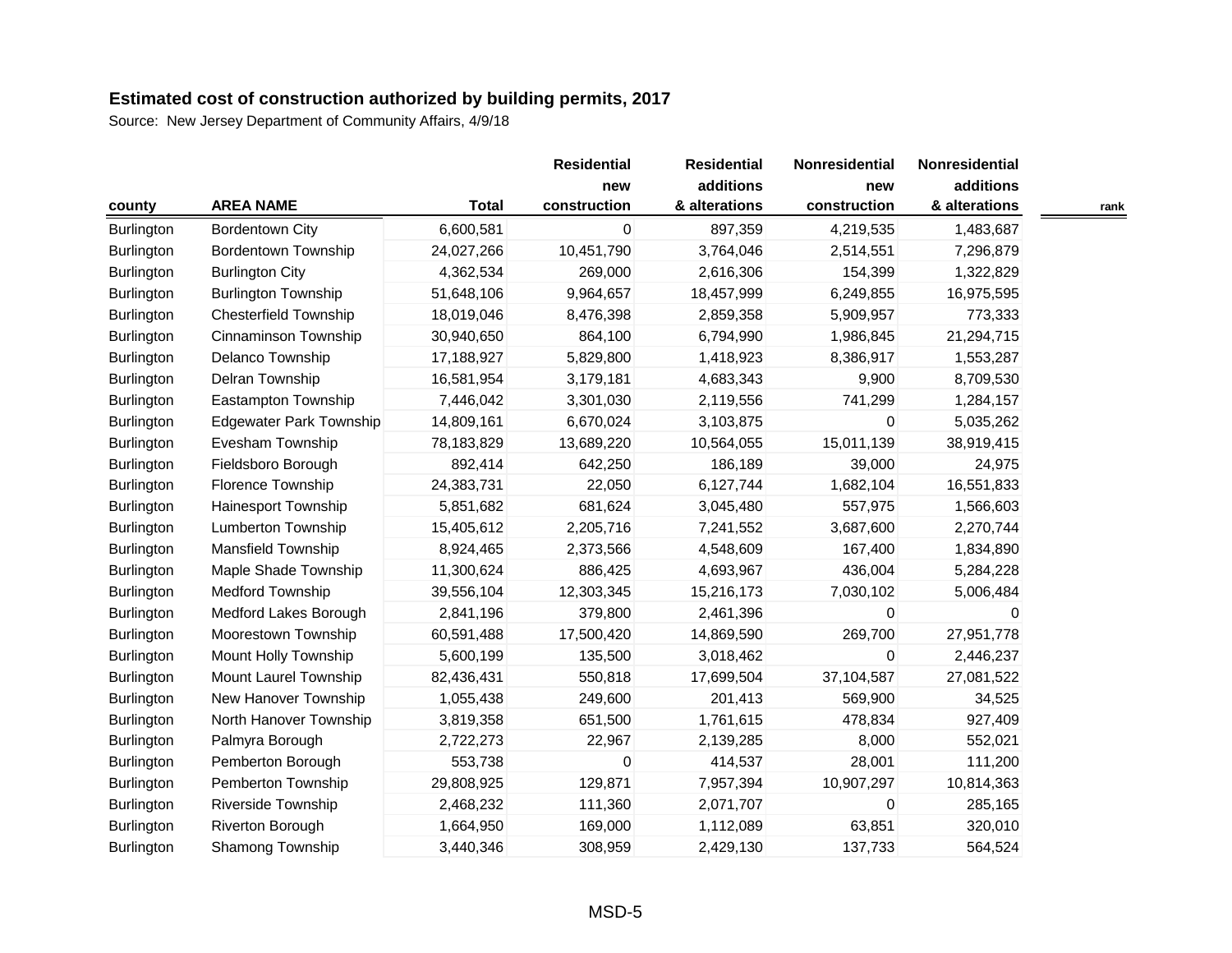# Estimated cost of construction authorized by building permits, 2017

Source: New Jersey Department of Community Affairs, 4/9/18

| county | AREA NAME | Total | Residential new construction | Residential additions & alterations | Nonresidential new construction | Nonresidential additions & alterations | rank |
|---|---|---|---|---|---|---|---|
| Burlington | Bordentown City | 6,600,581 | 0 | 897,359 | 4,219,535 | 1,483,687 | |
| Burlington | Bordentown Township | 24,027,266 | 10,451,790 | 3,764,046 | 2,514,551 | 7,296,879 | |
| Burlington | Burlington City | 4,362,534 | 269,000 | 2,616,306 | 154,399 | 1,322,829 | |
| Burlington | Burlington Township | 51,648,106 | 9,964,657 | 18,457,999 | 6,249,855 | 16,975,595 | |
| Burlington | Chesterfield Township | 18,019,046 | 8,476,398 | 2,859,358 | 5,909,957 | 773,333 | |
| Burlington | Cinnaminson Township | 30,940,650 | 864,100 | 6,794,990 | 1,986,845 | 21,294,715 | |
| Burlington | Delanco Township | 17,188,927 | 5,829,800 | 1,418,923 | 8,386,917 | 1,553,287 | |
| Burlington | Delran Township | 16,581,954 | 3,179,181 | 4,683,343 | 9,900 | 8,709,530 | |
| Burlington | Eastampton Township | 7,446,042 | 3,301,030 | 2,119,556 | 741,299 | 1,284,157 | |
| Burlington | Edgewater Park Township | 14,809,161 | 6,670,024 | 3,103,875 | 0 | 5,035,262 | |
| Burlington | Evesham Township | 78,183,829 | 13,689,220 | 10,564,055 | 15,011,139 | 38,919,415 | |
| Burlington | Fieldsboro Borough | 892,414 | 642,250 | 186,189 | 39,000 | 24,975 | |
| Burlington | Florence Township | 24,383,731 | 22,050 | 6,127,744 | 1,682,104 | 16,551,833 | |
| Burlington | Hainesport Township | 5,851,682 | 681,624 | 3,045,480 | 557,975 | 1,566,603 | |
| Burlington | Lumberton Township | 15,405,612 | 2,205,716 | 7,241,552 | 3,687,600 | 2,270,744 | |
| Burlington | Mansfield Township | 8,924,465 | 2,373,566 | 4,548,609 | 167,400 | 1,834,890 | |
| Burlington | Maple Shade Township | 11,300,624 | 886,425 | 4,693,967 | 436,004 | 5,284,228 | |
| Burlington | Medford Township | 39,556,104 | 12,303,345 | 15,216,173 | 7,030,102 | 5,006,484 | |
| Burlington | Medford Lakes Borough | 2,841,196 | 379,800 | 2,461,396 | 0 | 0 | |
| Burlington | Moorestown Township | 60,591,488 | 17,500,420 | 14,869,590 | 269,700 | 27,951,778 | |
| Burlington | Mount Holly Township | 5,600,199 | 135,500 | 3,018,462 | 0 | 2,446,237 | |
| Burlington | Mount Laurel Township | 82,436,431 | 550,818 | 17,699,504 | 37,104,587 | 27,081,522 | |
| Burlington | New Hanover Township | 1,055,438 | 249,600 | 201,413 | 569,900 | 34,525 | |
| Burlington | North Hanover Township | 3,819,358 | 651,500 | 1,761,615 | 478,834 | 927,409 | |
| Burlington | Palmyra Borough | 2,722,273 | 22,967 | 2,139,285 | 8,000 | 552,021 | |
| Burlington | Pemberton Borough | 553,738 | 0 | 414,537 | 28,001 | 111,200 | |
| Burlington | Pemberton Township | 29,808,925 | 129,871 | 7,957,394 | 10,907,297 | 10,814,363 | |
| Burlington | Riverside Township | 2,468,232 | 111,360 | 2,071,707 | 0 | 285,165 | |
| Burlington | Riverton Borough | 1,664,950 | 169,000 | 1,112,089 | 63,851 | 320,010 | |
| Burlington | Shamong Township | 3,440,346 | 308,959 | 2,429,130 | 137,733 | 564,524 | |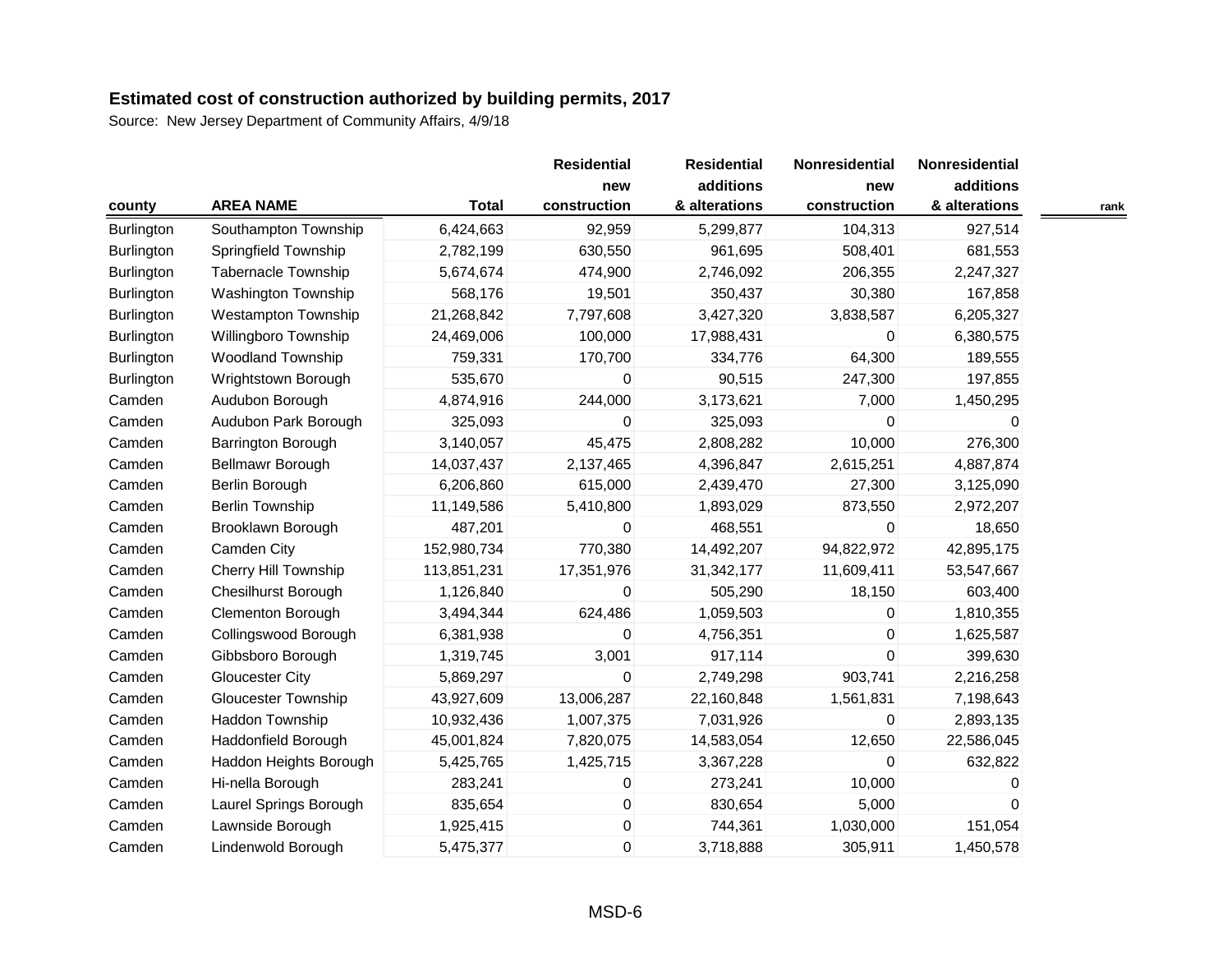## Estimated cost of construction authorized by building permits, 2017

Source: New Jersey Department of Community Affairs, 4/9/18

| county | AREA NAME | Total | Residential new construction | Residential additions & alterations | Nonresidential new construction | Nonresidential additions & alterations | rank |
|---|---|---|---|---|---|---|---|
| Burlington | Southampton Township | 6,424,663 | 92,959 | 5,299,877 | 104,313 | 927,514 | |
| Burlington | Springfield Township | 2,782,199 | 630,550 | 961,695 | 508,401 | 681,553 | |
| Burlington | Tabernacle Township | 5,674,674 | 474,900 | 2,746,092 | 206,355 | 2,247,327 | |
| Burlington | Washington Township | 568,176 | 19,501 | 350,437 | 30,380 | 167,858 | |
| Burlington | Westampton Township | 21,268,842 | 7,797,608 | 3,427,320 | 3,838,587 | 6,205,327 | |
| Burlington | Willingboro Township | 24,469,006 | 100,000 | 17,988,431 | 0 | 6,380,575 | |
| Burlington | Woodland Township | 759,331 | 170,700 | 334,776 | 64,300 | 189,555 | |
| Burlington | Wrightstown Borough | 535,670 | 0 | 90,515 | 247,300 | 197,855 | |
| Camden | Audubon Borough | 4,874,916 | 244,000 | 3,173,621 | 7,000 | 1,450,295 | |
| Camden | Audubon Park Borough | 325,093 | 0 | 325,093 | 0 | 0 | |
| Camden | Barrington Borough | 3,140,057 | 45,475 | 2,808,282 | 10,000 | 276,300 | |
| Camden | Bellmawr Borough | 14,037,437 | 2,137,465 | 4,396,847 | 2,615,251 | 4,887,874 | |
| Camden | Berlin Borough | 6,206,860 | 615,000 | 2,439,470 | 27,300 | 3,125,090 | |
| Camden | Berlin Township | 11,149,586 | 5,410,800 | 1,893,029 | 873,550 | 2,972,207 | |
| Camden | Brooklawn Borough | 487,201 | 0 | 468,551 | 0 | 18,650 | |
| Camden | Camden City | 152,980,734 | 770,380 | 14,492,207 | 94,822,972 | 42,895,175 | |
| Camden | Cherry Hill Township | 113,851,231 | 17,351,976 | 31,342,177 | 11,609,411 | 53,547,667 | |
| Camden | Chesilhurst Borough | 1,126,840 | 0 | 505,290 | 18,150 | 603,400 | |
| Camden | Clementon Borough | 3,494,344 | 624,486 | 1,059,503 | 0 | 1,810,355 | |
| Camden | Collingswood Borough | 6,381,938 | 0 | 4,756,351 | 0 | 1,625,587 | |
| Camden | Gibbsboro Borough | 1,319,745 | 3,001 | 917,114 | 0 | 399,630 | |
| Camden | Gloucester City | 5,869,297 | 0 | 2,749,298 | 903,741 | 2,216,258 | |
| Camden | Gloucester Township | 43,927,609 | 13,006,287 | 22,160,848 | 1,561,831 | 7,198,643 | |
| Camden | Haddon Township | 10,932,436 | 1,007,375 | 7,031,926 | 0 | 2,893,135 | |
| Camden | Haddonfield Borough | 45,001,824 | 7,820,075 | 14,583,054 | 12,650 | 22,586,045 | |
| Camden | Haddon Heights Borough | 5,425,765 | 1,425,715 | 3,367,228 | 0 | 632,822 | |
| Camden | Hi-nella Borough | 283,241 | 0 | 273,241 | 10,000 | 0 | |
| Camden | Laurel Springs Borough | 835,654 | 0 | 830,654 | 5,000 | 0 | |
| Camden | Lawnside Borough | 1,925,415 | 0 | 744,361 | 1,030,000 | 151,054 | |
| Camden | Lindenwold Borough | 5,475,377 | 0 | 3,718,888 | 305,911 | 1,450,578 | |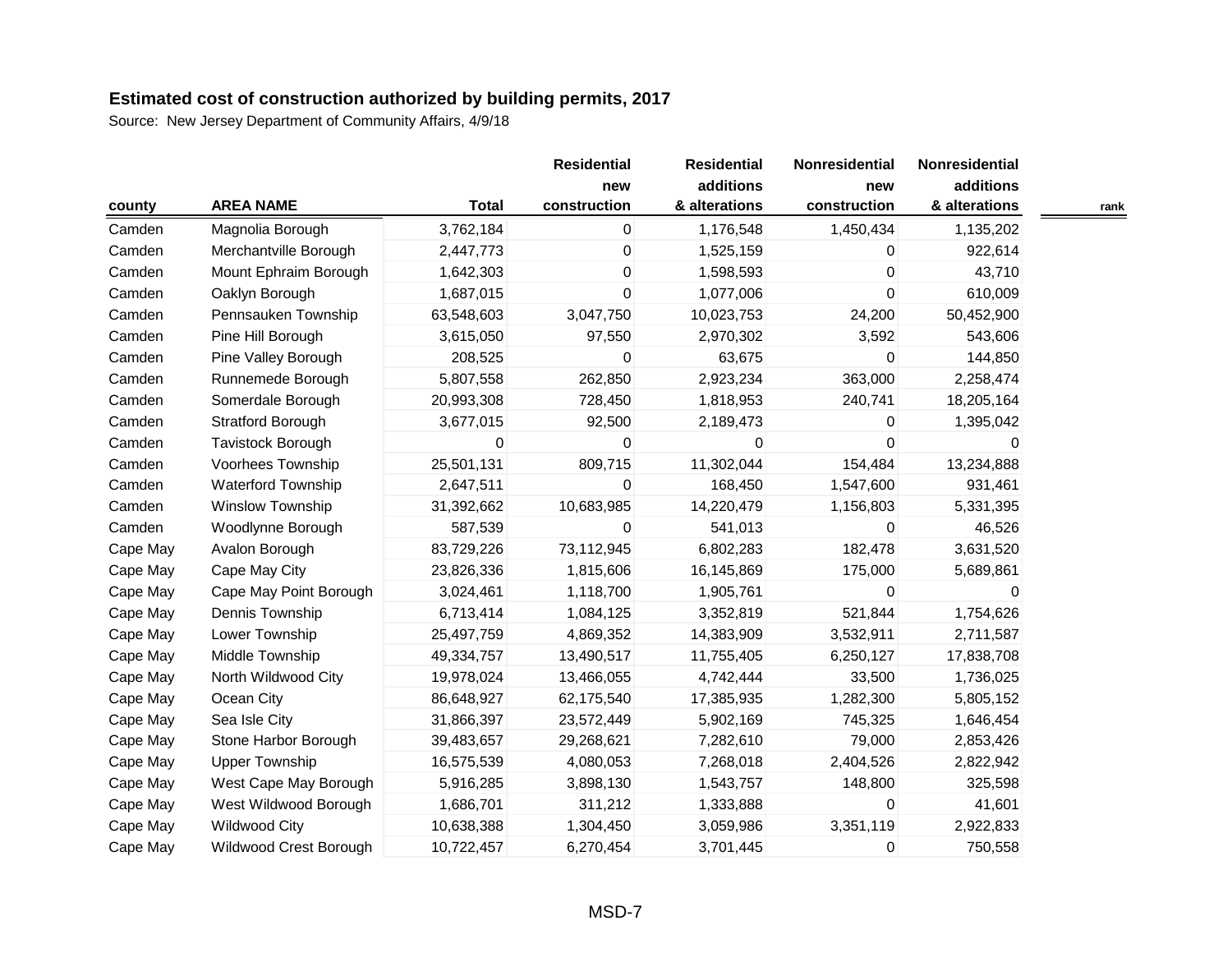## Estimated cost of construction authorized by building permits, 2017

Source: New Jersey Department of Community Affairs, 4/9/18

| county | AREA NAME | Total | Residential new construction | Residential additions & alterations | Nonresidential new construction | Nonresidential additions & alterations | rank |
|---|---|---|---|---|---|---|---|
| Camden | Magnolia Borough | 3,762,184 | 0 | 1,176,548 | 1,450,434 | 1,135,202 | |
| Camden | Merchantville Borough | 2,447,773 | 0 | 1,525,159 | 0 | 922,614 | |
| Camden | Mount Ephraim Borough | 1,642,303 | 0 | 1,598,593 | 0 | 43,710 | |
| Camden | Oaklyn Borough | 1,687,015 | 0 | 1,077,006 | 0 | 610,009 | |
| Camden | Pennsauken Township | 63,548,603 | 3,047,750 | 10,023,753 | 24,200 | 50,452,900 | |
| Camden | Pine Hill Borough | 3,615,050 | 97,550 | 2,970,302 | 3,592 | 543,606 | |
| Camden | Pine Valley Borough | 208,525 | 0 | 63,675 | 0 | 144,850 | |
| Camden | Runnemede Borough | 5,807,558 | 262,850 | 2,923,234 | 363,000 | 2,258,474 | |
| Camden | Somerdale Borough | 20,993,308 | 728,450 | 1,818,953 | 240,741 | 18,205,164 | |
| Camden | Stratford Borough | 3,677,015 | 92,500 | 2,189,473 | 0 | 1,395,042 | |
| Camden | Tavistock Borough | 0 | 0 | 0 | 0 | 0 | |
| Camden | Voorhees Township | 25,501,131 | 809,715 | 11,302,044 | 154,484 | 13,234,888 | |
| Camden | Waterford Township | 2,647,511 | 0 | 168,450 | 1,547,600 | 931,461 | |
| Camden | Winslow Township | 31,392,662 | 10,683,985 | 14,220,479 | 1,156,803 | 5,331,395 | |
| Camden | Woodlynne Borough | 587,539 | 0 | 541,013 | 0 | 46,526 | |
| Cape May | Avalon Borough | 83,729,226 | 73,112,945 | 6,802,283 | 182,478 | 3,631,520 | |
| Cape May | Cape May City | 23,826,336 | 1,815,606 | 16,145,869 | 175,000 | 5,689,861 | |
| Cape May | Cape May Point Borough | 3,024,461 | 1,118,700 | 1,905,761 | 0 | 0 | |
| Cape May | Dennis Township | 6,713,414 | 1,084,125 | 3,352,819 | 521,844 | 1,754,626 | |
| Cape May | Lower Township | 25,497,759 | 4,869,352 | 14,383,909 | 3,532,911 | 2,711,587 | |
| Cape May | Middle Township | 49,334,757 | 13,490,517 | 11,755,405 | 6,250,127 | 17,838,708 | |
| Cape May | North Wildwood City | 19,978,024 | 13,466,055 | 4,742,444 | 33,500 | 1,736,025 | |
| Cape May | Ocean City | 86,648,927 | 62,175,540 | 17,385,935 | 1,282,300 | 5,805,152 | |
| Cape May | Sea Isle City | 31,866,397 | 23,572,449 | 5,902,169 | 745,325 | 1,646,454 | |
| Cape May | Stone Harbor Borough | 39,483,657 | 29,268,621 | 7,282,610 | 79,000 | 2,853,426 | |
| Cape May | Upper Township | 16,575,539 | 4,080,053 | 7,268,018 | 2,404,526 | 2,822,942 | |
| Cape May | West Cape May Borough | 5,916,285 | 3,898,130 | 1,543,757 | 148,800 | 325,598 | |
| Cape May | West Wildwood Borough | 1,686,701 | 311,212 | 1,333,888 | 0 | 41,601 | |
| Cape May | Wildwood City | 10,638,388 | 1,304,450 | 3,059,986 | 3,351,119 | 2,922,833 | |
| Cape May | Wildwood Crest Borough | 10,722,457 | 6,270,454 | 3,701,445 | 0 | 750,558 | |

MSD-7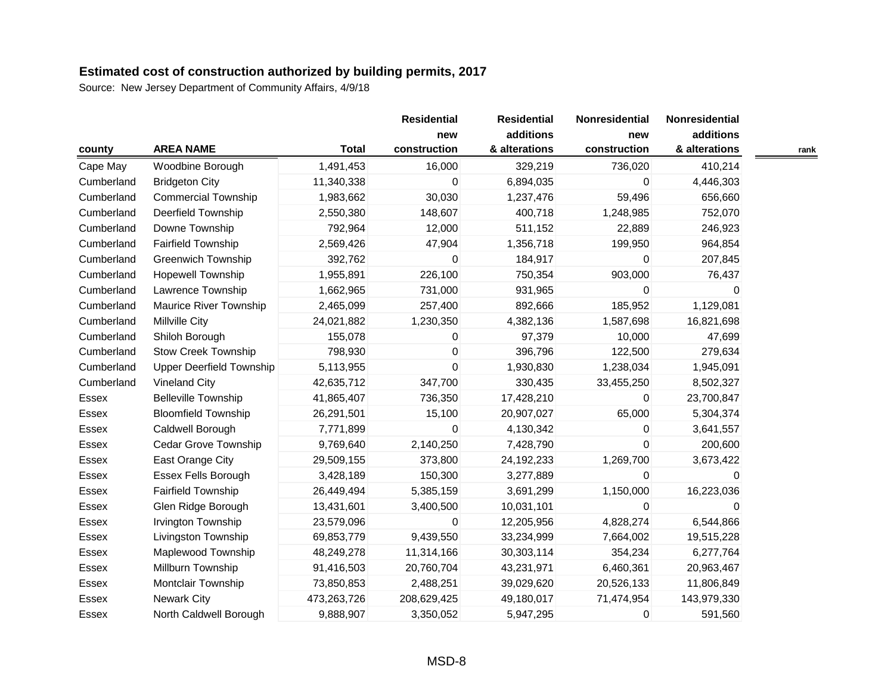## Estimated cost of construction authorized by building permits, 2017

Source: New Jersey Department of Community Affairs, 4/9/18

| county | AREA NAME | Total | Residential new construction | Residential additions & alterations | Nonresidential new construction | Nonresidential additions & alterations | rank |
|---|---|---|---|---|---|---|---|
| Cape May | Woodbine Borough | 1,491,453 | 16,000 | 329,219 | 736,020 | 410,214 | |
| Cumberland | Bridgeton City | 11,340,338 | 0 | 6,894,035 | 0 | 4,446,303 | |
| Cumberland | Commercial Township | 1,983,662 | 30,030 | 1,237,476 | 59,496 | 656,660 | |
| Cumberland | Deerfield Township | 2,550,380 | 148,607 | 400,718 | 1,248,985 | 752,070 | |
| Cumberland | Downe Township | 792,964 | 12,000 | 511,152 | 22,889 | 246,923 | |
| Cumberland | Fairfield Township | 2,569,426 | 47,904 | 1,356,718 | 199,950 | 964,854 | |
| Cumberland | Greenwich Township | 392,762 | 0 | 184,917 | 0 | 207,845 | |
| Cumberland | Hopewell Township | 1,955,891 | 226,100 | 750,354 | 903,000 | 76,437 | |
| Cumberland | Lawrence Township | 1,662,965 | 731,000 | 931,965 | 0 | 0 | |
| Cumberland | Maurice River Township | 2,465,099 | 257,400 | 892,666 | 185,952 | 1,129,081 | |
| Cumberland | Millville City | 24,021,882 | 1,230,350 | 4,382,136 | 1,587,698 | 16,821,698 | |
| Cumberland | Shiloh Borough | 155,078 | 0 | 97,379 | 10,000 | 47,699 | |
| Cumberland | Stow Creek Township | 798,930 | 0 | 396,796 | 122,500 | 279,634 | |
| Cumberland | Upper Deerfield Township | 5,113,955 | 0 | 1,930,830 | 1,238,034 | 1,945,091 | |
| Cumberland | Vineland City | 42,635,712 | 347,700 | 330,435 | 33,455,250 | 8,502,327 | |
| Essex | Belleville Township | 41,865,407 | 736,350 | 17,428,210 | 0 | 23,700,847 | |
| Essex | Bloomfield Township | 26,291,501 | 15,100 | 20,907,027 | 65,000 | 5,304,374 | |
| Essex | Caldwell Borough | 7,771,899 | 0 | 4,130,342 | 0 | 3,641,557 | |
| Essex | Cedar Grove Township | 9,769,640 | 2,140,250 | 7,428,790 | 0 | 200,600 | |
| Essex | East Orange City | 29,509,155 | 373,800 | 24,192,233 | 1,269,700 | 3,673,422 | |
| Essex | Essex Fells Borough | 3,428,189 | 150,300 | 3,277,889 | 0 | 0 | |
| Essex | Fairfield Township | 26,449,494 | 5,385,159 | 3,691,299 | 1,150,000 | 16,223,036 | |
| Essex | Glen Ridge Borough | 13,431,601 | 3,400,500 | 10,031,101 | 0 | 0 | |
| Essex | Irvington Township | 23,579,096 | 0 | 12,205,956 | 4,828,274 | 6,544,866 | |
| Essex | Livingston Township | 69,853,779 | 9,439,550 | 33,234,999 | 7,664,002 | 19,515,228 | |
| Essex | Maplewood Township | 48,249,278 | 11,314,166 | 30,303,114 | 354,234 | 6,277,764 | |
| Essex | Millburn Township | 91,416,503 | 20,760,704 | 43,231,971 | 6,460,361 | 20,963,467 | |
| Essex | Montclair Township | 73,850,853 | 2,488,251 | 39,029,620 | 20,526,133 | 11,806,849 | |
| Essex | Newark City | 473,263,726 | 208,629,425 | 49,180,017 | 71,474,954 | 143,979,330 | |
| Essex | North Caldwell Borough | 9,888,907 | 3,350,052 | 5,947,295 | 0 | 591,560 | |

MSD-8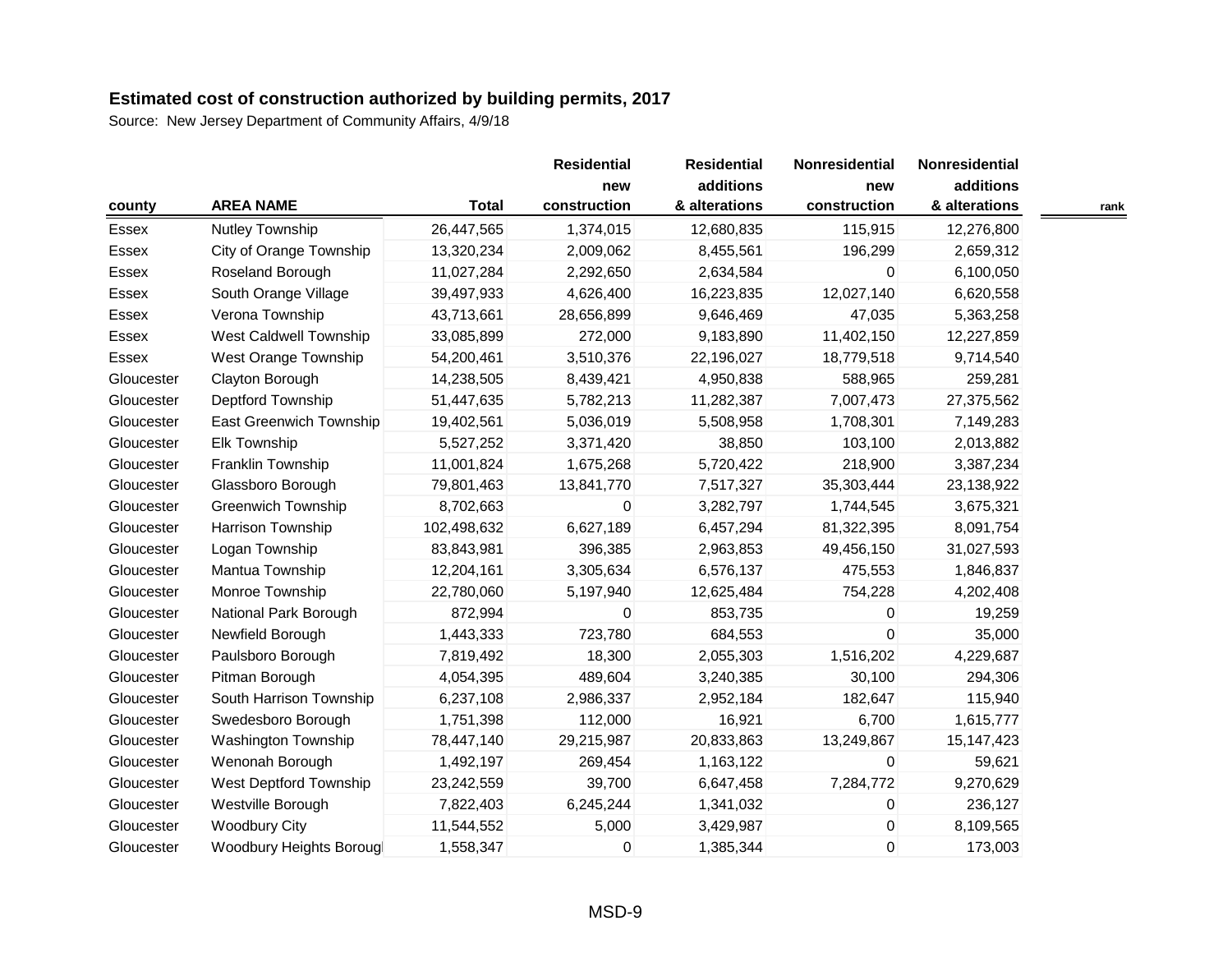**Estimated cost of construction authorized by building permits, 2017**

Source: New Jersey Department of Community Affairs, 4/9/18

| county | AREA NAME | Total | Residential new construction | Residential additions & alterations | Nonresidential new construction | Nonresidential additions & alterations | rank |
|---|---|---|---|---|---|---|---|
| Essex | Nutley Township | 26,447,565 | 1,374,015 | 12,680,835 | 115,915 | 12,276,800 | |
| Essex | City of Orange Township | 13,320,234 | 2,009,062 | 8,455,561 | 196,299 | 2,659,312 | |
| Essex | Roseland Borough | 11,027,284 | 2,292,650 | 2,634,584 | 0 | 6,100,050 | |
| Essex | South Orange Village | 39,497,933 | 4,626,400 | 16,223,835 | 12,027,140 | 6,620,558 | |
| Essex | Verona Township | 43,713,661 | 28,656,899 | 9,646,469 | 47,035 | 5,363,258 | |
| Essex | West Caldwell Township | 33,085,899 | 272,000 | 9,183,890 | 11,402,150 | 12,227,859 | |
| Essex | West Orange Township | 54,200,461 | 3,510,376 | 22,196,027 | 18,779,518 | 9,714,540 | |
| Gloucester | Clayton Borough | 14,238,505 | 8,439,421 | 4,950,838 | 588,965 | 259,281 | |
| Gloucester | Deptford Township | 51,447,635 | 5,782,213 | 11,282,387 | 7,007,473 | 27,375,562 | |
| Gloucester | East Greenwich Township | 19,402,561 | 5,036,019 | 5,508,958 | 1,708,301 | 7,149,283 | |
| Gloucester | Elk Township | 5,527,252 | 3,371,420 | 38,850 | 103,100 | 2,013,882 | |
| Gloucester | Franklin Township | 11,001,824 | 1,675,268 | 5,720,422 | 218,900 | 3,387,234 | |
| Gloucester | Glassboro Borough | 79,801,463 | 13,841,770 | 7,517,327 | 35,303,444 | 23,138,922 | |
| Gloucester | Greenwich Township | 8,702,663 | 0 | 3,282,797 | 1,744,545 | 3,675,321 | |
| Gloucester | Harrison Township | 102,498,632 | 6,627,189 | 6,457,294 | 81,322,395 | 8,091,754 | |
| Gloucester | Logan Township | 83,843,981 | 396,385 | 2,963,853 | 49,456,150 | 31,027,593 | |
| Gloucester | Mantua Township | 12,204,161 | 3,305,634 | 6,576,137 | 475,553 | 1,846,837 | |
| Gloucester | Monroe Township | 22,780,060 | 5,197,940 | 12,625,484 | 754,228 | 4,202,408 | |
| Gloucester | National Park Borough | 872,994 | 0 | 853,735 | 0 | 19,259 | |
| Gloucester | Newfield Borough | 1,443,333 | 723,780 | 684,553 | 0 | 35,000 | |
| Gloucester | Paulsboro Borough | 7,819,492 | 18,300 | 2,055,303 | 1,516,202 | 4,229,687 | |
| Gloucester | Pitman Borough | 4,054,395 | 489,604 | 3,240,385 | 30,100 | 294,306 | |
| Gloucester | South Harrison Township | 6,237,108 | 2,986,337 | 2,952,184 | 182,647 | 115,940 | |
| Gloucester | Swedesboro Borough | 1,751,398 | 112,000 | 16,921 | 6,700 | 1,615,777 | |
| Gloucester | Washington Township | 78,447,140 | 29,215,987 | 20,833,863 | 13,249,867 | 15,147,423 | |
| Gloucester | Wenonah Borough | 1,492,197 | 269,454 | 1,163,122 | 0 | 59,621 | |
| Gloucester | West Deptford Township | 23,242,559 | 39,700 | 6,647,458 | 7,284,772 | 9,270,629 | |
| Gloucester | Westville Borough | 7,822,403 | 6,245,244 | 1,341,032 | 0 | 236,127 | |
| Gloucester | Woodbury City | 11,544,552 | 5,000 | 3,429,987 | 0 | 8,109,565 | |
| Gloucester | Woodbury Heights Borough | 1,558,347 | 0 | 1,385,344 | 0 | 173,003 | |

MSD-9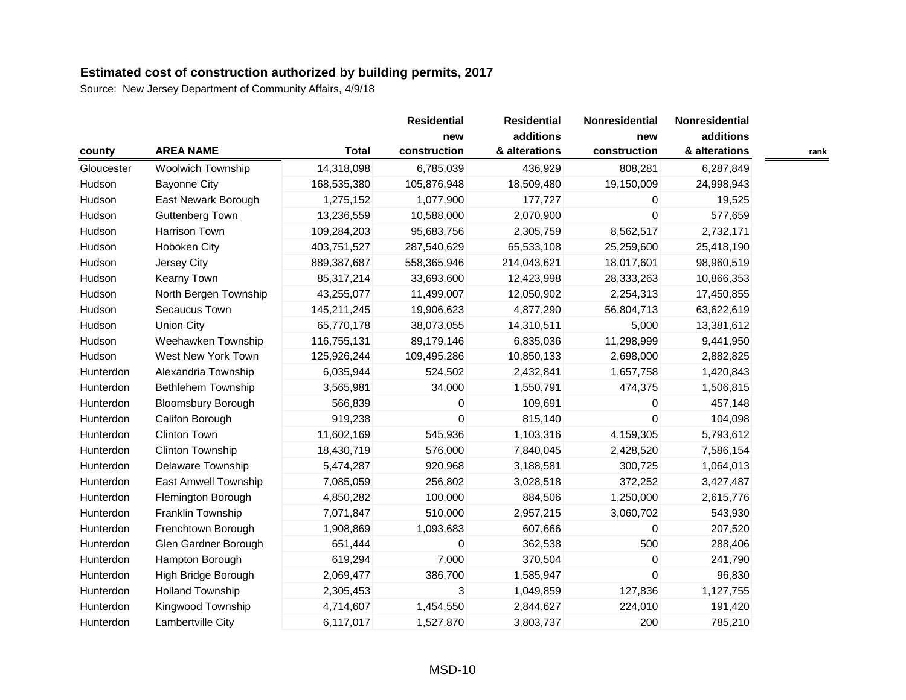## Estimated cost of construction authorized by building permits, 2017

Source: New Jersey Department of Community Affairs, 4/9/18

| county | AREA NAME | Total | Residential new construction | Residential additions & alterations | Nonresidential new construction | Nonresidential additions & alterations | rank |
|---|---|---|---|---|---|---|---|
| Gloucester | Woolwich Township | 14,318,098 | 6,785,039 | 436,929 | 808,281 | 6,287,849 | |
| Hudson | Bayonne City | 168,535,380 | 105,876,948 | 18,509,480 | 19,150,009 | 24,998,943 | |
| Hudson | East Newark Borough | 1,275,152 | 1,077,900 | 177,727 | 0 | 19,525 | |
| Hudson | Guttenberg Town | 13,236,559 | 10,588,000 | 2,070,900 | 0 | 577,659 | |
| Hudson | Harrison Town | 109,284,203 | 95,683,756 | 2,305,759 | 8,562,517 | 2,732,171 | |
| Hudson | Hoboken City | 403,751,527 | 287,540,629 | 65,533,108 | 25,259,600 | 25,418,190 | |
| Hudson | Jersey City | 889,387,687 | 558,365,946 | 214,043,621 | 18,017,601 | 98,960,519 | |
| Hudson | Kearny Town | 85,317,214 | 33,693,600 | 12,423,998 | 28,333,263 | 10,866,353 | |
| Hudson | North Bergen Township | 43,255,077 | 11,499,007 | 12,050,902 | 2,254,313 | 17,450,855 | |
| Hudson | Secaucus Town | 145,211,245 | 19,906,623 | 4,877,290 | 56,804,713 | 63,622,619 | |
| Hudson | Union City | 65,770,178 | 38,073,055 | 14,310,511 | 5,000 | 13,381,612 | |
| Hudson | Weehawken Township | 116,755,131 | 89,179,146 | 6,835,036 | 11,298,999 | 9,441,950 | |
| Hudson | West New York Town | 125,926,244 | 109,495,286 | 10,850,133 | 2,698,000 | 2,882,825 | |
| Hunterdon | Alexandria Township | 6,035,944 | 524,502 | 2,432,841 | 1,657,758 | 1,420,843 | |
| Hunterdon | Bethlehem Township | 3,565,981 | 34,000 | 1,550,791 | 474,375 | 1,506,815 | |
| Hunterdon | Bloomsbury Borough | 566,839 | 0 | 109,691 | 0 | 457,148 | |
| Hunterdon | Califon Borough | 919,238 | 0 | 815,140 | 0 | 104,098 | |
| Hunterdon | Clinton Town | 11,602,169 | 545,936 | 1,103,316 | 4,159,305 | 5,793,612 | |
| Hunterdon | Clinton Township | 18,430,719 | 576,000 | 7,840,045 | 2,428,520 | 7,586,154 | |
| Hunterdon | Delaware Township | 5,474,287 | 920,968 | 3,188,581 | 300,725 | 1,064,013 | |
| Hunterdon | East Amwell Township | 7,085,059 | 256,802 | 3,028,518 | 372,252 | 3,427,487 | |
| Hunterdon | Flemington Borough | 4,850,282 | 100,000 | 884,506 | 1,250,000 | 2,615,776 | |
| Hunterdon | Franklin Township | 7,071,847 | 510,000 | 2,957,215 | 3,060,702 | 543,930 | |
| Hunterdon | Frenchtown Borough | 1,908,869 | 1,093,683 | 607,666 | 0 | 207,520 | |
| Hunterdon | Glen Gardner Borough | 651,444 | 0 | 362,538 | 500 | 288,406 | |
| Hunterdon | Hampton Borough | 619,294 | 7,000 | 370,504 | 0 | 241,790 | |
| Hunterdon | High Bridge Borough | 2,069,477 | 386,700 | 1,585,947 | 0 | 96,830 | |
| Hunterdon | Holland Township | 2,305,453 | 3 | 1,049,859 | 127,836 | 1,127,755 | |
| Hunterdon | Kingwood Township | 4,714,607 | 1,454,550 | 2,844,627 | 224,010 | 191,420 | |
| Hunterdon | Lambertville City | 6,117,017 | 1,527,870 | 3,803,737 | 200 | 785,210 | |

MSD-10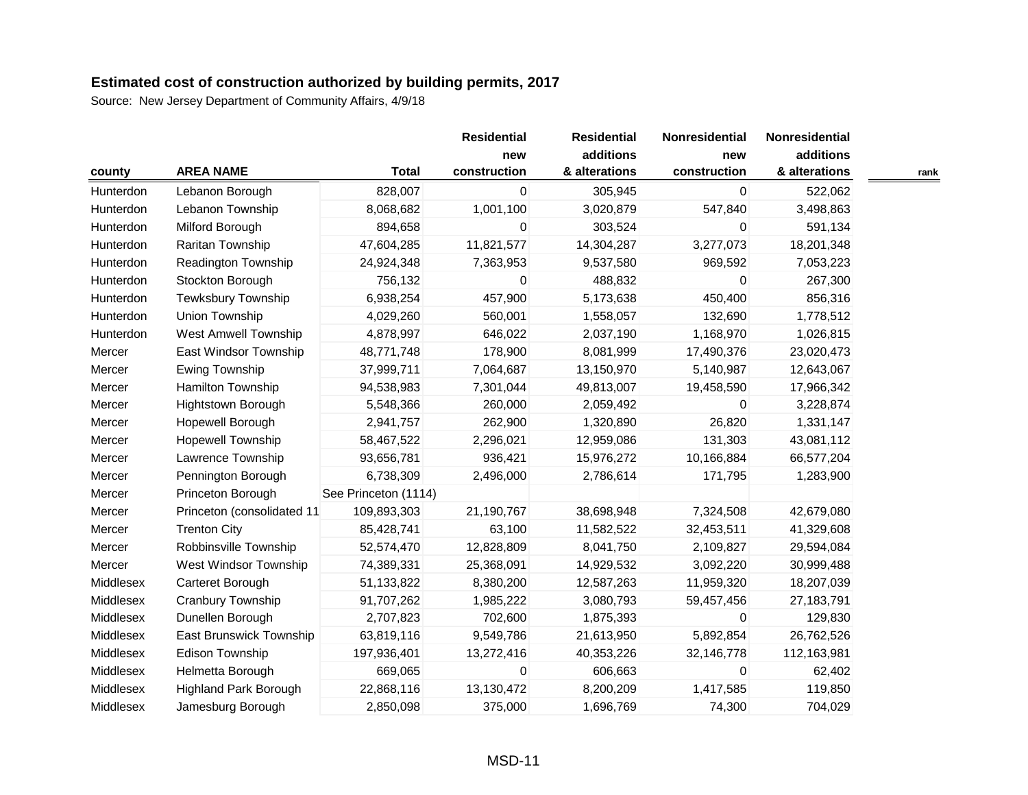## Estimated cost of construction authorized by building permits, 2017

Source: New Jersey Department of Community Affairs, 4/9/18

| county | AREA NAME | Total | Residential new construction | Residential additions & alterations | Nonresidential new construction | Nonresidential additions & alterations | rank |
|---|---|---|---|---|---|---|---|
| Hunterdon | Lebanon Borough | 828,007 | 0 | 305,945 | 0 | 522,062 | |
| Hunterdon | Lebanon Township | 8,068,682 | 1,001,100 | 3,020,879 | 547,840 | 3,498,863 | |
| Hunterdon | Milford Borough | 894,658 | 0 | 303,524 | 0 | 591,134 | |
| Hunterdon | Raritan Township | 47,604,285 | 11,821,577 | 14,304,287 | 3,277,073 | 18,201,348 | |
| Hunterdon | Readington Township | 24,924,348 | 7,363,953 | 9,537,580 | 969,592 | 7,053,223 | |
| Hunterdon | Stockton Borough | 756,132 | 0 | 488,832 | 0 | 267,300 | |
| Hunterdon | Tewksbury Township | 6,938,254 | 457,900 | 5,173,638 | 450,400 | 856,316 | |
| Hunterdon | Union Township | 4,029,260 | 560,001 | 1,558,057 | 132,690 | 1,778,512 | |
| Hunterdon | West Amwell Township | 4,878,997 | 646,022 | 2,037,190 | 1,168,970 | 1,026,815 | |
| Mercer | East Windsor Township | 48,771,748 | 178,900 | 8,081,999 | 17,490,376 | 23,020,473 | |
| Mercer | Ewing Township | 37,999,711 | 7,064,687 | 13,150,970 | 5,140,987 | 12,643,067 | |
| Mercer | Hamilton Township | 94,538,983 | 7,301,044 | 49,813,007 | 19,458,590 | 17,966,342 | |
| Mercer | Hightstown Borough | 5,548,366 | 260,000 | 2,059,492 | 0 | 3,228,874 | |
| Mercer | Hopewell Borough | 2,941,757 | 262,900 | 1,320,890 | 26,820 | 1,331,147 | |
| Mercer | Hopewell Township | 58,467,522 | 2,296,021 | 12,959,086 | 131,303 | 43,081,112 | |
| Mercer | Lawrence Township | 93,656,781 | 936,421 | 15,976,272 | 10,166,884 | 66,577,204 | |
| Mercer | Pennington Borough | 6,738,309 | 2,496,000 | 2,786,614 | 171,795 | 1,283,900 | |
| Mercer | Princeton Borough | See Princeton (1114) | | | | | |
| Mercer | Princeton (consolidated 11 | 109,893,303 | 21,190,767 | 38,698,948 | 7,324,508 | 42,679,080 | |
| Mercer | Trenton City | 85,428,741 | 63,100 | 11,582,522 | 32,453,511 | 41,329,608 | |
| Mercer | Robbinsville Township | 52,574,470 | 12,828,809 | 8,041,750 | 2,109,827 | 29,594,084 | |
| Mercer | West Windsor Township | 74,389,331 | 25,368,091 | 14,929,532 | 3,092,220 | 30,999,488 | |
| Middlesex | Carteret Borough | 51,133,822 | 8,380,200 | 12,587,263 | 11,959,320 | 18,207,039 | |
| Middlesex | Cranbury Township | 91,707,262 | 1,985,222 | 3,080,793 | 59,457,456 | 27,183,791 | |
| Middlesex | Dunellen Borough | 2,707,823 | 702,600 | 1,875,393 | 0 | 129,830 | |
| Middlesex | East Brunswick Township | 63,819,116 | 9,549,786 | 21,613,950 | 5,892,854 | 26,762,526 | |
| Middlesex | Edison Township | 197,936,401 | 13,272,416 | 40,353,226 | 32,146,778 | 112,163,981 | |
| Middlesex | Helmetta Borough | 669,065 | 0 | 606,663 | 0 | 62,402 | |
| Middlesex | Highland Park Borough | 22,868,116 | 13,130,472 | 8,200,209 | 1,417,585 | 119,850 | |
| Middlesex | Jamesburg Borough | 2,850,098 | 375,000 | 1,696,769 | 74,300 | 704,029 | |

MSD-11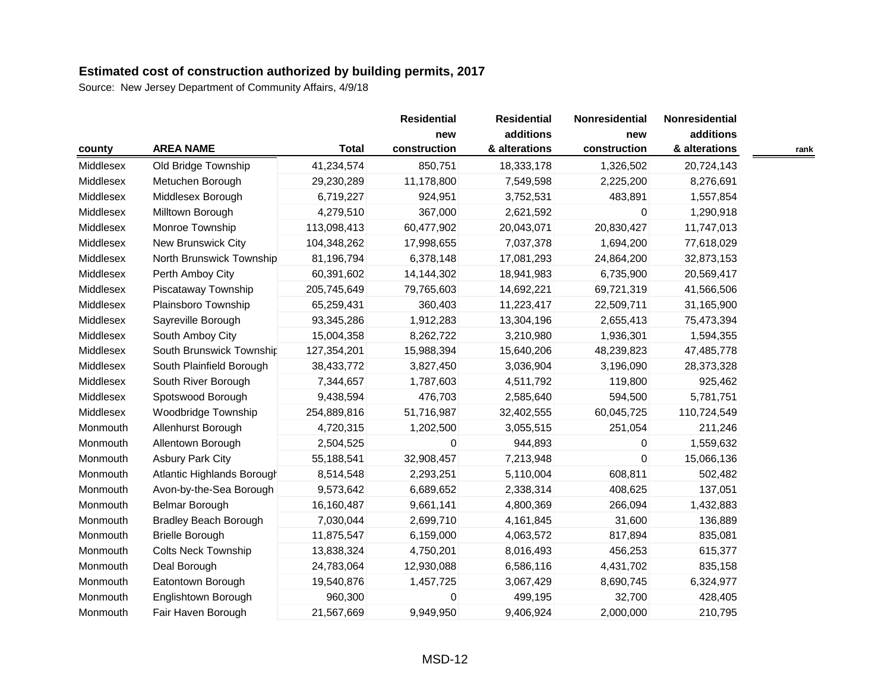## Estimated cost of construction authorized by building permits, 2017

Source: New Jersey Department of Community Affairs, 4/9/18

| county | AREA NAME | Total | Residential new construction | Residential additions & alterations | Nonresidential new construction | Nonresidential additions & alterations | rank |
|---|---|---|---|---|---|---|---|
| Middlesex | Old Bridge Township | 41,234,574 | 850,751 | 18,333,178 | 1,326,502 | 20,724,143 | |
| Middlesex | Metuchen Borough | 29,230,289 | 11,178,800 | 7,549,598 | 2,225,200 | 8,276,691 | |
| Middlesex | Middlesex Borough | 6,719,227 | 924,951 | 3,752,531 | 483,891 | 1,557,854 | |
| Middlesex | Milltown Borough | 4,279,510 | 367,000 | 2,621,592 | 0 | 1,290,918 | |
| Middlesex | Monroe Township | 113,098,413 | 60,477,902 | 20,043,071 | 20,830,427 | 11,747,013 | |
| Middlesex | New Brunswick City | 104,348,262 | 17,998,655 | 7,037,378 | 1,694,200 | 77,618,029 | |
| Middlesex | North Brunswick Township | 81,196,794 | 6,378,148 | 17,081,293 | 24,864,200 | 32,873,153 | |
| Middlesex | Perth Amboy City | 60,391,602 | 14,144,302 | 18,941,983 | 6,735,900 | 20,569,417 | |
| Middlesex | Piscataway Township | 205,745,649 | 79,765,603 | 14,692,221 | 69,721,319 | 41,566,506 | |
| Middlesex | Plainsboro Township | 65,259,431 | 360,403 | 11,223,417 | 22,509,711 | 31,165,900 | |
| Middlesex | Sayreville Borough | 93,345,286 | 1,912,283 | 13,304,196 | 2,655,413 | 75,473,394 | |
| Middlesex | South Amboy City | 15,004,358 | 8,262,722 | 3,210,980 | 1,936,301 | 1,594,355 | |
| Middlesex | South Brunswick Township | 127,354,201 | 15,988,394 | 15,640,206 | 48,239,823 | 47,485,778 | |
| Middlesex | South Plainfield Borough | 38,433,772 | 3,827,450 | 3,036,904 | 3,196,090 | 28,373,328 | |
| Middlesex | South River Borough | 7,344,657 | 1,787,603 | 4,511,792 | 119,800 | 925,462 | |
| Middlesex | Spotswood Borough | 9,438,594 | 476,703 | 2,585,640 | 594,500 | 5,781,751 | |
| Middlesex | Woodbridge Township | 254,889,816 | 51,716,987 | 32,402,555 | 60,045,725 | 110,724,549 | |
| Monmouth | Allenhurst Borough | 4,720,315 | 1,202,500 | 3,055,515 | 251,054 | 211,246 | |
| Monmouth | Allentown Borough | 2,504,525 | 0 | 944,893 | 0 | 1,559,632 | |
| Monmouth | Asbury Park City | 55,188,541 | 32,908,457 | 7,213,948 | 0 | 15,066,136 | |
| Monmouth | Atlantic Highlands Borough | 8,514,548 | 2,293,251 | 5,110,004 | 608,811 | 502,482 | |
| Monmouth | Avon-by-the-Sea Borough | 9,573,642 | 6,689,652 | 2,338,314 | 408,625 | 137,051 | |
| Monmouth | Belmar Borough | 16,160,487 | 9,661,141 | 4,800,369 | 266,094 | 1,432,883 | |
| Monmouth | Bradley Beach Borough | 7,030,044 | 2,699,710 | 4,161,845 | 31,600 | 136,889 | |
| Monmouth | Brielle Borough | 11,875,547 | 6,159,000 | 4,063,572 | 817,894 | 835,081 | |
| Monmouth | Colts Neck Township | 13,838,324 | 4,750,201 | 8,016,493 | 456,253 | 615,377 | |
| Monmouth | Deal Borough | 24,783,064 | 12,930,088 | 6,586,116 | 4,431,702 | 835,158 | |
| Monmouth | Eatontown Borough | 19,540,876 | 1,457,725 | 3,067,429 | 8,690,745 | 6,324,977 | |
| Monmouth | Englishtown Borough | 960,300 | 0 | 499,195 | 32,700 | 428,405 | |
| Monmouth | Fair Haven Borough | 21,567,669 | 9,949,950 | 9,406,924 | 2,000,000 | 210,795 | |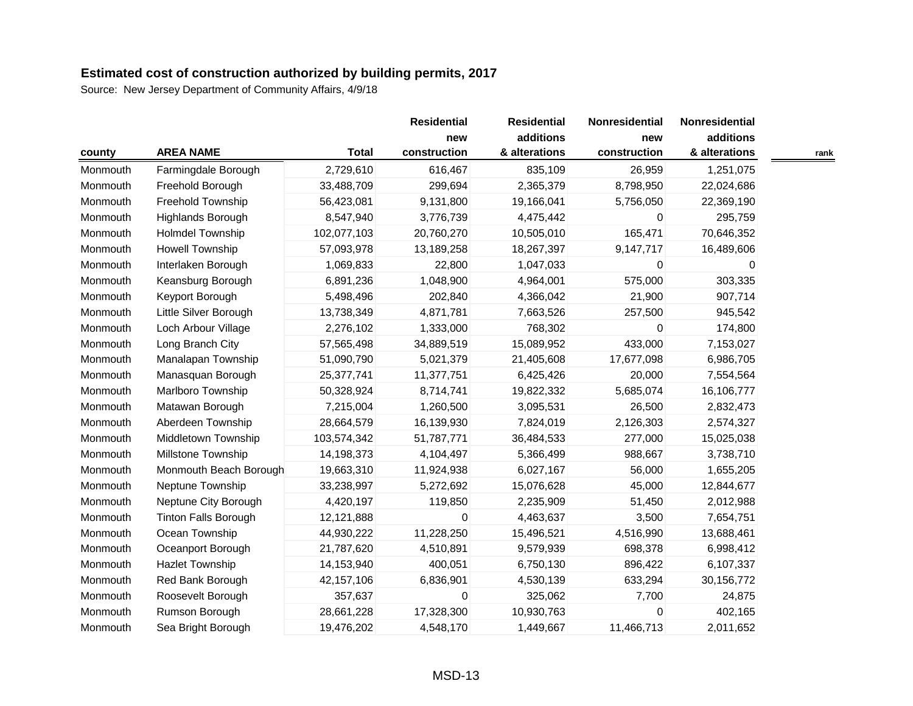## Estimated cost of construction authorized by building permits, 2017

Source: New Jersey Department of Community Affairs, 4/9/18

| county | AREA NAME | Total | Residential new construction | Residential additions & alterations | Nonresidential new construction | Nonresidential additions & alterations | rank |
|---|---|---|---|---|---|---|---|
| Monmouth | Farmingdale Borough | 2,729,610 | 616,467 | 835,109 | 26,959 | 1,251,075 | |
| Monmouth | Freehold Borough | 33,488,709 | 299,694 | 2,365,379 | 8,798,950 | 22,024,686 | |
| Monmouth | Freehold Township | 56,423,081 | 9,131,800 | 19,166,041 | 5,756,050 | 22,369,190 | |
| Monmouth | Highlands Borough | 8,547,940 | 3,776,739 | 4,475,442 | 0 | 295,759 | |
| Monmouth | Holmdel Township | 102,077,103 | 20,760,270 | 10,505,010 | 165,471 | 70,646,352 | |
| Monmouth | Howell Township | 57,093,978 | 13,189,258 | 18,267,397 | 9,147,717 | 16,489,606 | |
| Monmouth | Interlaken Borough | 1,069,833 | 22,800 | 1,047,033 | 0 | 0 | |
| Monmouth | Keansburg Borough | 6,891,236 | 1,048,900 | 4,964,001 | 575,000 | 303,335 | |
| Monmouth | Keyport Borough | 5,498,496 | 202,840 | 4,366,042 | 21,900 | 907,714 | |
| Monmouth | Little Silver Borough | 13,738,349 | 4,871,781 | 7,663,526 | 257,500 | 945,542 | |
| Monmouth | Loch Arbour Village | 2,276,102 | 1,333,000 | 768,302 | 0 | 174,800 | |
| Monmouth | Long Branch City | 57,565,498 | 34,889,519 | 15,089,952 | 433,000 | 7,153,027 | |
| Monmouth | Manalapan Township | 51,090,790 | 5,021,379 | 21,405,608 | 17,677,098 | 6,986,705 | |
| Monmouth | Manasquan Borough | 25,377,741 | 11,377,751 | 6,425,426 | 20,000 | 7,554,564 | |
| Monmouth | Marlboro Township | 50,328,924 | 8,714,741 | 19,822,332 | 5,685,074 | 16,106,777 | |
| Monmouth | Matawan Borough | 7,215,004 | 1,260,500 | 3,095,531 | 26,500 | 2,832,473 | |
| Monmouth | Aberdeen Township | 28,664,579 | 16,139,930 | 7,824,019 | 2,126,303 | 2,574,327 | |
| Monmouth | Middletown Township | 103,574,342 | 51,787,771 | 36,484,533 | 277,000 | 15,025,038 | |
| Monmouth | Millstone Township | 14,198,373 | 4,104,497 | 5,366,499 | 988,667 | 3,738,710 | |
| Monmouth | Monmouth Beach Borough | 19,663,310 | 11,924,938 | 6,027,167 | 56,000 | 1,655,205 | |
| Monmouth | Neptune Township | 33,238,997 | 5,272,692 | 15,076,628 | 45,000 | 12,844,677 | |
| Monmouth | Neptune City Borough | 4,420,197 | 119,850 | 2,235,909 | 51,450 | 2,012,988 | |
| Monmouth | Tinton Falls Borough | 12,121,888 | 0 | 4,463,637 | 3,500 | 7,654,751 | |
| Monmouth | Ocean Township | 44,930,222 | 11,228,250 | 15,496,521 | 4,516,990 | 13,688,461 | |
| Monmouth | Oceanport Borough | 21,787,620 | 4,510,891 | 9,579,939 | 698,378 | 6,998,412 | |
| Monmouth | Hazlet Township | 14,153,940 | 400,051 | 6,750,130 | 896,422 | 6,107,337 | |
| Monmouth | Red Bank Borough | 42,157,106 | 6,836,901 | 4,530,139 | 633,294 | 30,156,772 | |
| Monmouth | Roosevelt Borough | 357,637 | 0 | 325,062 | 7,700 | 24,875 | |
| Monmouth | Rumson Borough | 28,661,228 | 17,328,300 | 10,930,763 | 0 | 402,165 | |
| Monmouth | Sea Bright Borough | 19,476,202 | 4,548,170 | 1,449,667 | 11,466,713 | 2,011,652 | |

MSD-13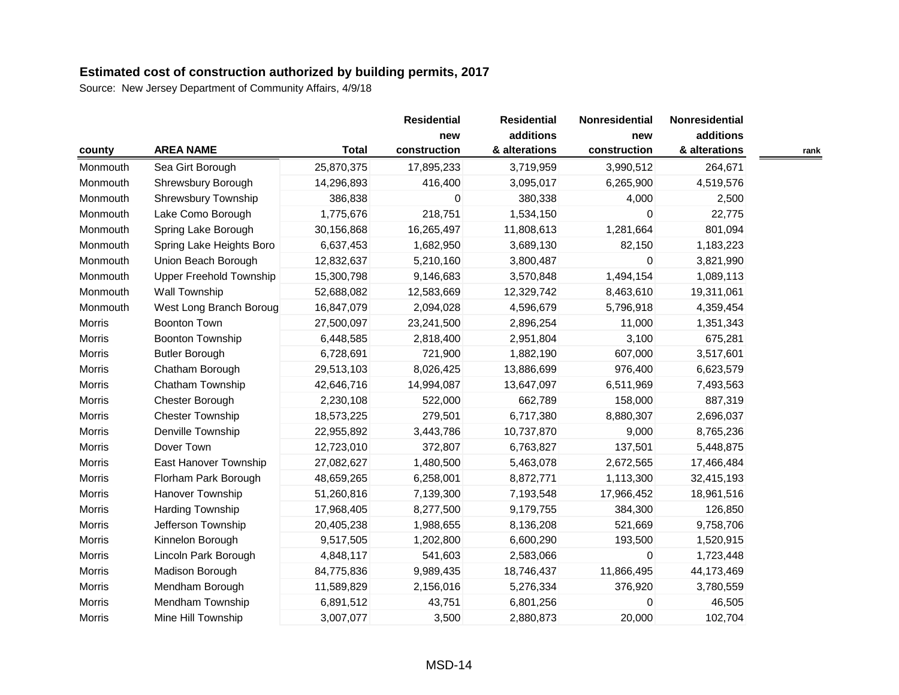## Estimated cost of construction authorized by building permits, 2017

Source: New Jersey Department of Community Affairs, 4/9/18

| county | AREA NAME | Total | Residential new construction | Residential additions & alterations | Nonresidential new construction | Nonresidential additions & alterations | rank |
|---|---|---|---|---|---|---|---|
| Monmouth | Sea Girt Borough | 25,870,375 | 17,895,233 | 3,719,959 | 3,990,512 | 264,671 | |
| Monmouth | Shrewsbury Borough | 14,296,893 | 416,400 | 3,095,017 | 6,265,900 | 4,519,576 | |
| Monmouth | Shrewsbury Township | 386,838 | 0 | 380,338 | 4,000 | 2,500 | |
| Monmouth | Lake Como Borough | 1,775,676 | 218,751 | 1,534,150 | 0 | 22,775 | |
| Monmouth | Spring Lake Borough | 30,156,868 | 16,265,497 | 11,808,613 | 1,281,664 | 801,094 | |
| Monmouth | Spring Lake Heights Boro | 6,637,453 | 1,682,950 | 3,689,130 | 82,150 | 1,183,223 | |
| Monmouth | Union Beach Borough | 12,832,637 | 5,210,160 | 3,800,487 | 0 | 3,821,990 | |
| Monmouth | Upper Freehold Township | 15,300,798 | 9,146,683 | 3,570,848 | 1,494,154 | 1,089,113 | |
| Monmouth | Wall Township | 52,688,082 | 12,583,669 | 12,329,742 | 8,463,610 | 19,311,061 | |
| Monmouth | West Long Branch Boroug | 16,847,079 | 2,094,028 | 4,596,679 | 5,796,918 | 4,359,454 | |
| Morris | Boonton Town | 27,500,097 | 23,241,500 | 2,896,254 | 11,000 | 1,351,343 | |
| Morris | Boonton Township | 6,448,585 | 2,818,400 | 2,951,804 | 3,100 | 675,281 | |
| Morris | Butler Borough | 6,728,691 | 721,900 | 1,882,190 | 607,000 | 3,517,601 | |
| Morris | Chatham Borough | 29,513,103 | 8,026,425 | 13,886,699 | 976,400 | 6,623,579 | |
| Morris | Chatham Township | 42,646,716 | 14,994,087 | 13,647,097 | 6,511,969 | 7,493,563 | |
| Morris | Chester Borough | 2,230,108 | 522,000 | 662,789 | 158,000 | 887,319 | |
| Morris | Chester Township | 18,573,225 | 279,501 | 6,717,380 | 8,880,307 | 2,696,037 | |
| Morris | Denville Township | 22,955,892 | 3,443,786 | 10,737,870 | 9,000 | 8,765,236 | |
| Morris | Dover Town | 12,723,010 | 372,807 | 6,763,827 | 137,501 | 5,448,875 | |
| Morris | East Hanover Township | 27,082,627 | 1,480,500 | 5,463,078 | 2,672,565 | 17,466,484 | |
| Morris | Florham Park Borough | 48,659,265 | 6,258,001 | 8,872,771 | 1,113,300 | 32,415,193 | |
| Morris | Hanover Township | 51,260,816 | 7,139,300 | 7,193,548 | 17,966,452 | 18,961,516 | |
| Morris | Harding Township | 17,968,405 | 8,277,500 | 9,179,755 | 384,300 | 126,850 | |
| Morris | Jefferson Township | 20,405,238 | 1,988,655 | 8,136,208 | 521,669 | 9,758,706 | |
| Morris | Kinnelon Borough | 9,517,505 | 1,202,800 | 6,600,290 | 193,500 | 1,520,915 | |
| Morris | Lincoln Park Borough | 4,848,117 | 541,603 | 2,583,066 | 0 | 1,723,448 | |
| Morris | Madison Borough | 84,775,836 | 9,989,435 | 18,746,437 | 11,866,495 | 44,173,469 | |
| Morris | Mendham Borough | 11,589,829 | 2,156,016 | 5,276,334 | 376,920 | 3,780,559 | |
| Morris | Mendham Township | 6,891,512 | 43,751 | 6,801,256 | 0 | 46,505 | |
| Morris | Mine Hill Township | 3,007,077 | 3,500 | 2,880,873 | 20,000 | 102,704 | |

MSD-14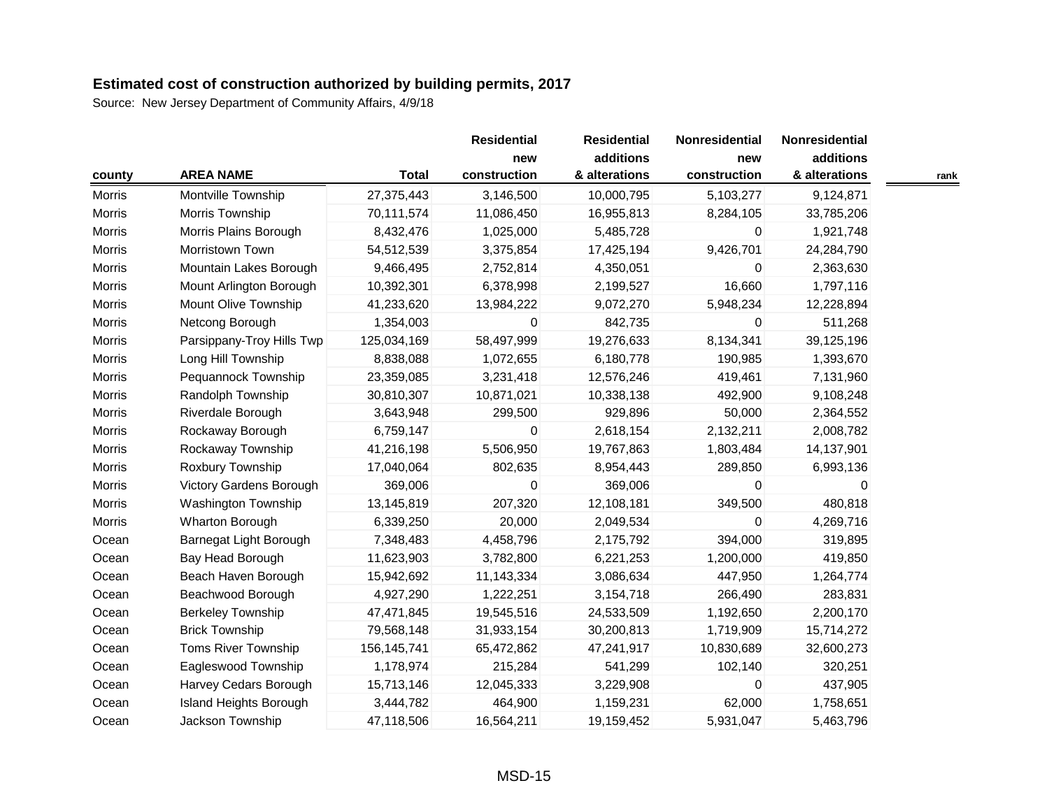**Estimated cost of construction authorized by building permits, 2017**

Source: New Jersey Department of Community Affairs, 4/9/18

| county | AREA NAME | Total | Residential new construction | Residential additions & alterations | Nonresidential new construction | Nonresidential additions & alterations | rank |
|---|---|---|---|---|---|---|---|
| Morris | Montville Township | 27,375,443 | 3,146,500 | 10,000,795 | 5,103,277 | 9,124,871 | |
| Morris | Morris Township | 70,111,574 | 11,086,450 | 16,955,813 | 8,284,105 | 33,785,206 | |
| Morris | Morris Plains Borough | 8,432,476 | 1,025,000 | 5,485,728 | 0 | 1,921,748 | |
| Morris | Morristown Town | 54,512,539 | 3,375,854 | 17,425,194 | 9,426,701 | 24,284,790 | |
| Morris | Mountain Lakes Borough | 9,466,495 | 2,752,814 | 4,350,051 | 0 | 2,363,630 | |
| Morris | Mount Arlington Borough | 10,392,301 | 6,378,998 | 2,199,527 | 16,660 | 1,797,116 | |
| Morris | Mount Olive Township | 41,233,620 | 13,984,222 | 9,072,270 | 5,948,234 | 12,228,894 | |
| Morris | Netcong Borough | 1,354,003 | 0 | 842,735 | 0 | 511,268 | |
| Morris | Parsippany-Troy Hills Twp | 125,034,169 | 58,497,999 | 19,276,633 | 8,134,341 | 39,125,196 | |
| Morris | Long Hill Township | 8,838,088 | 1,072,655 | 6,180,778 | 190,985 | 1,393,670 | |
| Morris | Pequannock Township | 23,359,085 | 3,231,418 | 12,576,246 | 419,461 | 7,131,960 | |
| Morris | Randolph Township | 30,810,307 | 10,871,021 | 10,338,138 | 492,900 | 9,108,248 | |
| Morris | Riverdale Borough | 3,643,948 | 299,500 | 929,896 | 50,000 | 2,364,552 | |
| Morris | Rockaway Borough | 6,759,147 | 0 | 2,618,154 | 2,132,211 | 2,008,782 | |
| Morris | Rockaway Township | 41,216,198 | 5,506,950 | 19,767,863 | 1,803,484 | 14,137,901 | |
| Morris | Roxbury Township | 17,040,064 | 802,635 | 8,954,443 | 289,850 | 6,993,136 | |
| Morris | Victory Gardens Borough | 369,006 | 0 | 369,006 | 0 | 0 | |
| Morris | Washington Township | 13,145,819 | 207,320 | 12,108,181 | 349,500 | 480,818 | |
| Morris | Wharton Borough | 6,339,250 | 20,000 | 2,049,534 | 0 | 4,269,716 | |
| Ocean | Barnegat Light Borough | 7,348,483 | 4,458,796 | 2,175,792 | 394,000 | 319,895 | |
| Ocean | Bay Head Borough | 11,623,903 | 3,782,800 | 6,221,253 | 1,200,000 | 419,850 | |
| Ocean | Beach Haven Borough | 15,942,692 | 11,143,334 | 3,086,634 | 447,950 | 1,264,774 | |
| Ocean | Beachwood Borough | 4,927,290 | 1,222,251 | 3,154,718 | 266,490 | 283,831 | |
| Ocean | Berkeley Township | 47,471,845 | 19,545,516 | 24,533,509 | 1,192,650 | 2,200,170 | |
| Ocean | Brick Township | 79,568,148 | 31,933,154 | 30,200,813 | 1,719,909 | 15,714,272 | |
| Ocean | Toms River Township | 156,145,741 | 65,472,862 | 47,241,917 | 10,830,689 | 32,600,273 | |
| Ocean | Eagleswood Township | 1,178,974 | 215,284 | 541,299 | 102,140 | 320,251 | |
| Ocean | Harvey Cedars Borough | 15,713,146 | 12,045,333 | 3,229,908 | 0 | 437,905 | |
| Ocean | Island Heights Borough | 3,444,782 | 464,900 | 1,159,231 | 62,000 | 1,758,651 | |
| Ocean | Jackson Township | 47,118,506 | 16,564,211 | 19,159,452 | 5,931,047 | 5,463,796 | |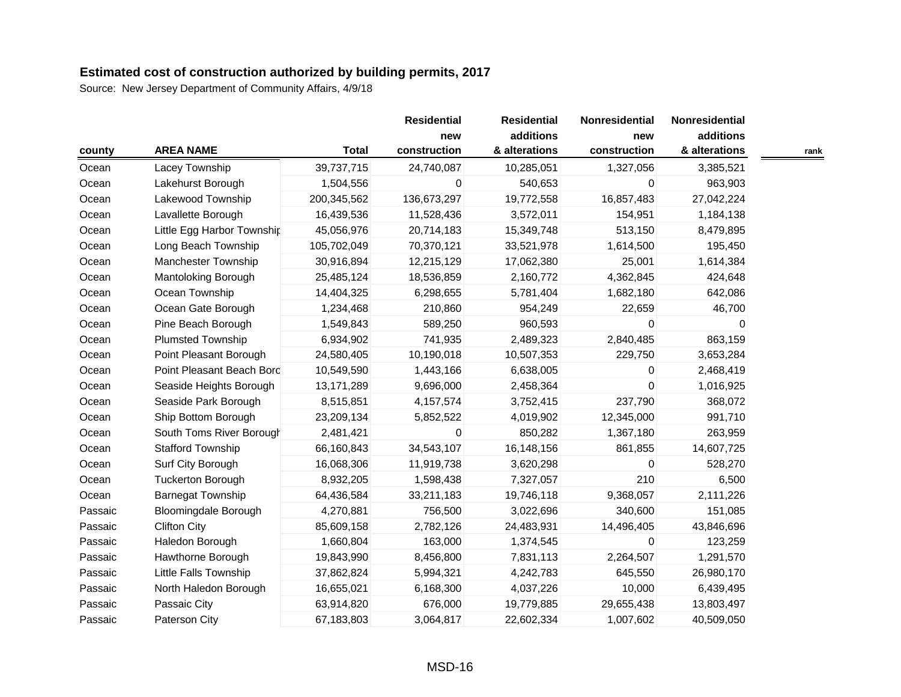**Estimated cost of construction authorized by building permits, 2017**

Source: New Jersey Department of Community Affairs, 4/9/18

| county | AREA NAME | Total | Residential new construction | Residential additions & alterations | Nonresidential new construction | Nonresidential additions & alterations | rank |
|---|---|---|---|---|---|---|---|
| Ocean | Lacey Township | 39,737,715 | 24,740,087 | 10,285,051 | 1,327,056 | 3,385,521 | |
| Ocean | Lakehurst Borough | 1,504,556 | 0 | 540,653 | 0 | 963,903 | |
| Ocean | Lakewood Township | 200,345,562 | 136,673,297 | 19,772,558 | 16,857,483 | 27,042,224 | |
| Ocean | Lavallette Borough | 16,439,536 | 11,528,436 | 3,572,011 | 154,951 | 1,184,138 | |
| Ocean | Little Egg Harbor Townshi | 45,056,976 | 20,714,183 | 15,349,748 | 513,150 | 8,479,895 | |
| Ocean | Long Beach Township | 105,702,049 | 70,370,121 | 33,521,978 | 1,614,500 | 195,450 | |
| Ocean | Manchester Township | 30,916,894 | 12,215,129 | 17,062,380 | 25,001 | 1,614,384 | |
| Ocean | Mantoloking Borough | 25,485,124 | 18,536,859 | 2,160,772 | 4,362,845 | 424,648 | |
| Ocean | Ocean Township | 14,404,325 | 6,298,655 | 5,781,404 | 1,682,180 | 642,086 | |
| Ocean | Ocean Gate Borough | 1,234,468 | 210,860 | 954,249 | 22,659 | 46,700 | |
| Ocean | Pine Beach Borough | 1,549,843 | 589,250 | 960,593 | 0 | 0 | |
| Ocean | Plumsted Township | 6,934,902 | 741,935 | 2,489,323 | 2,840,485 | 863,159 | |
| Ocean | Point Pleasant Borough | 24,580,405 | 10,190,018 | 10,507,353 | 229,750 | 3,653,284 | |
| Ocean | Point Pleasant Beach Boro | 10,549,590 | 1,443,166 | 6,638,005 | 0 | 2,468,419 | |
| Ocean | Seaside Heights Borough | 13,171,289 | 9,696,000 | 2,458,364 | 0 | 1,016,925 | |
| Ocean | Seaside Park Borough | 8,515,851 | 4,157,574 | 3,752,415 | 237,790 | 368,072 | |
| Ocean | Ship Bottom Borough | 23,209,134 | 5,852,522 | 4,019,902 | 12,345,000 | 991,710 | |
| Ocean | South Toms River Borough | 2,481,421 | 0 | 850,282 | 1,367,180 | 263,959 | |
| Ocean | Stafford Township | 66,160,843 | 34,543,107 | 16,148,156 | 861,855 | 14,607,725 | |
| Ocean | Surf City Borough | 16,068,306 | 11,919,738 | 3,620,298 | 0 | 528,270 | |
| Ocean | Tuckerton Borough | 8,932,205 | 1,598,438 | 7,327,057 | 210 | 6,500 | |
| Ocean | Barnegat Township | 64,436,584 | 33,211,183 | 19,746,118 | 9,368,057 | 2,111,226 | |
| Passaic | Bloomingdale Borough | 4,270,881 | 756,500 | 3,022,696 | 340,600 | 151,085 | |
| Passaic | Clifton City | 85,609,158 | 2,782,126 | 24,483,931 | 14,496,405 | 43,846,696 | |
| Passaic | Haledon Borough | 1,660,804 | 163,000 | 1,374,545 | 0 | 123,259 | |
| Passaic | Hawthorne Borough | 19,843,990 | 8,456,800 | 7,831,113 | 2,264,507 | 1,291,570 | |
| Passaic | Little Falls Township | 37,862,824 | 5,994,321 | 4,242,783 | 645,550 | 26,980,170 | |
| Passaic | North Haledon Borough | 16,655,021 | 6,168,300 | 4,037,226 | 10,000 | 6,439,495 | |
| Passaic | Passaic City | 63,914,820 | 676,000 | 19,779,885 | 29,655,438 | 13,803,497 | |
| Passaic | Paterson City | 67,183,803 | 3,064,817 | 22,602,334 | 1,007,602 | 40,509,050 | |

MSD-16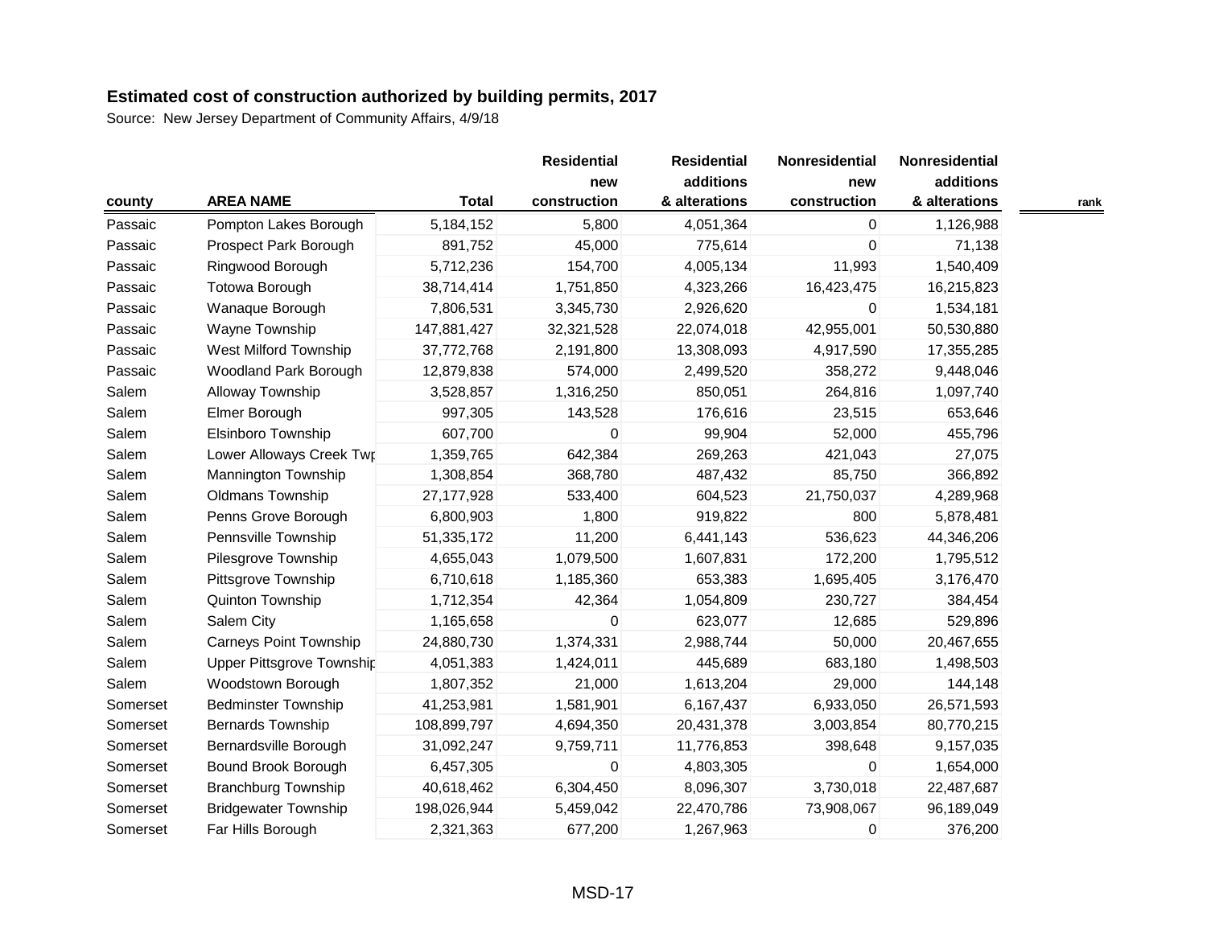## Estimated cost of construction authorized by building permits, 2017

Source: New Jersey Department of Community Affairs, 4/9/18

| county | AREA NAME | Total | Residential new construction | Residential additions & alterations | Nonresidential new construction | Nonresidential additions & alterations | rank |
|---|---|---|---|---|---|---|---|
| Passaic | Pompton Lakes Borough | 5,184,152 | 5,800 | 4,051,364 | 0 | 1,126,988 | |
| Passaic | Prospect Park Borough | 891,752 | 45,000 | 775,614 | 0 | 71,138 | |
| Passaic | Ringwood Borough | 5,712,236 | 154,700 | 4,005,134 | 11,993 | 1,540,409 | |
| Passaic | Totowa Borough | 38,714,414 | 1,751,850 | 4,323,266 | 16,423,475 | 16,215,823 | |
| Passaic | Wanaque Borough | 7,806,531 | 3,345,730 | 2,926,620 | 0 | 1,534,181 | |
| Passaic | Wayne Township | 147,881,427 | 32,321,528 | 22,074,018 | 42,955,001 | 50,530,880 | |
| Passaic | West Milford Township | 37,772,768 | 2,191,800 | 13,308,093 | 4,917,590 | 17,355,285 | |
| Passaic | Woodland Park Borough | 12,879,838 | 574,000 | 2,499,520 | 358,272 | 9,448,046 | |
| Salem | Alloway Township | 3,528,857 | 1,316,250 | 850,051 | 264,816 | 1,097,740 | |
| Salem | Elmer Borough | 997,305 | 143,528 | 176,616 | 23,515 | 653,646 | |
| Salem | Elsinboro Township | 607,700 | 0 | 99,904 | 52,000 | 455,796 | |
| Salem | Lower Alloways Creek Twp | 1,359,765 | 642,384 | 269,263 | 421,043 | 27,075 | |
| Salem | Mannington Township | 1,308,854 | 368,780 | 487,432 | 85,750 | 366,892 | |
| Salem | Oldmans Township | 27,177,928 | 533,400 | 604,523 | 21,750,037 | 4,289,968 | |
| Salem | Penns Grove Borough | 6,800,903 | 1,800 | 919,822 | 800 | 5,878,481 | |
| Salem | Pennsville Township | 51,335,172 | 11,200 | 6,441,143 | 536,623 | 44,346,206 | |
| Salem | Pilesgrove Township | 4,655,043 | 1,079,500 | 1,607,831 | 172,200 | 1,795,512 | |
| Salem | Pittsgrove Township | 6,710,618 | 1,185,360 | 653,383 | 1,695,405 | 3,176,470 | |
| Salem | Quinton Township | 1,712,354 | 42,364 | 1,054,809 | 230,727 | 384,454 | |
| Salem | Salem City | 1,165,658 | 0 | 623,077 | 12,685 | 529,896 | |
| Salem | Carneys Point Township | 24,880,730 | 1,374,331 | 2,988,744 | 50,000 | 20,467,655 | |
| Salem | Upper Pittsgrove Township | 4,051,383 | 1,424,011 | 445,689 | 683,180 | 1,498,503 | |
| Salem | Woodstown Borough | 1,807,352 | 21,000 | 1,613,204 | 29,000 | 144,148 | |
| Somerset | Bedminster Township | 41,253,981 | 1,581,901 | 6,167,437 | 6,933,050 | 26,571,593 | |
| Somerset | Bernards Township | 108,899,797 | 4,694,350 | 20,431,378 | 3,003,854 | 80,770,215 | |
| Somerset | Bernardsville Borough | 31,092,247 | 9,759,711 | 11,776,853 | 398,648 | 9,157,035 | |
| Somerset | Bound Brook Borough | 6,457,305 | 0 | 4,803,305 | 0 | 1,654,000 | |
| Somerset | Branchburg Township | 40,618,462 | 6,304,450 | 8,096,307 | 3,730,018 | 22,487,687 | |
| Somerset | Bridgewater Township | 198,026,944 | 5,459,042 | 22,470,786 | 73,908,067 | 96,189,049 | |
| Somerset | Far Hills Borough | 2,321,363 | 677,200 | 1,267,963 | 0 | 376,200 | |

MSD-17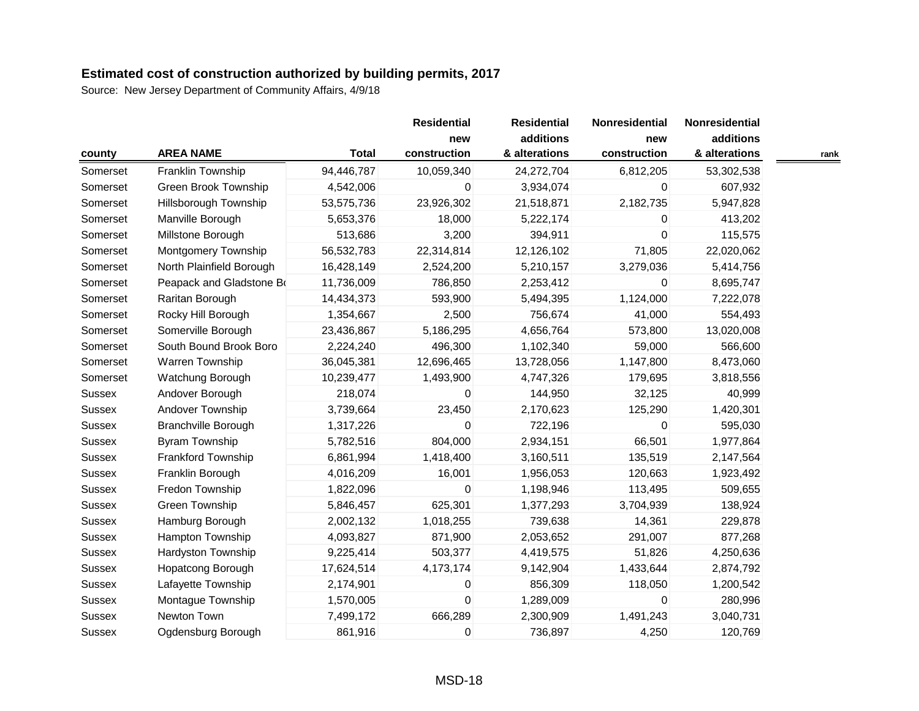## Estimated cost of construction authorized by building permits, 2017

Source: New Jersey Department of Community Affairs, 4/9/18

| county | AREA NAME | Total | Residential new construction | Residential additions & alterations | Nonresidential new construction | Nonresidential additions & alterations | rank |
|---|---|---|---|---|---|---|---|
| Somerset | Franklin Township | 94,446,787 | 10,059,340 | 24,272,704 | 6,812,205 | 53,302,538 | |
| Somerset | Green Brook Township | 4,542,006 | 0 | 3,934,074 | 0 | 607,932 | |
| Somerset | Hillsborough Township | 53,575,736 | 23,926,302 | 21,518,871 | 2,182,735 | 5,947,828 | |
| Somerset | Manville Borough | 5,653,376 | 18,000 | 5,222,174 | 0 | 413,202 | |
| Somerset | Millstone Borough | 513,686 | 3,200 | 394,911 | 0 | 115,575 | |
| Somerset | Montgomery Township | 56,532,783 | 22,314,814 | 12,126,102 | 71,805 | 22,020,062 | |
| Somerset | North Plainfield Borough | 16,428,149 | 2,524,200 | 5,210,157 | 3,279,036 | 5,414,756 | |
| Somerset | Peapack and Gladstone Bo | 11,736,009 | 786,850 | 2,253,412 | 0 | 8,695,747 | |
| Somerset | Raritan Borough | 14,434,373 | 593,900 | 5,494,395 | 1,124,000 | 7,222,078 | |
| Somerset | Rocky Hill Borough | 1,354,667 | 2,500 | 756,674 | 41,000 | 554,493 | |
| Somerset | Somerville Borough | 23,436,867 | 5,186,295 | 4,656,764 | 573,800 | 13,020,008 | |
| Somerset | South Bound Brook Boro | 2,224,240 | 496,300 | 1,102,340 | 59,000 | 566,600 | |
| Somerset | Warren Township | 36,045,381 | 12,696,465 | 13,728,056 | 1,147,800 | 8,473,060 | |
| Somerset | Watchung Borough | 10,239,477 | 1,493,900 | 4,747,326 | 179,695 | 3,818,556 | |
| Sussex | Andover Borough | 218,074 | 0 | 144,950 | 32,125 | 40,999 | |
| Sussex | Andover Township | 3,739,664 | 23,450 | 2,170,623 | 125,290 | 1,420,301 | |
| Sussex | Branchville Borough | 1,317,226 | 0 | 722,196 | 0 | 595,030 | |
| Sussex | Byram Township | 5,782,516 | 804,000 | 2,934,151 | 66,501 | 1,977,864 | |
| Sussex | Frankford Township | 6,861,994 | 1,418,400 | 3,160,511 | 135,519 | 2,147,564 | |
| Sussex | Franklin Borough | 4,016,209 | 16,001 | 1,956,053 | 120,663 | 1,923,492 | |
| Sussex | Fredon Township | 1,822,096 | 0 | 1,198,946 | 113,495 | 509,655 | |
| Sussex | Green Township | 5,846,457 | 625,301 | 1,377,293 | 3,704,939 | 138,924 | |
| Sussex | Hamburg Borough | 2,002,132 | 1,018,255 | 739,638 | 14,361 | 229,878 | |
| Sussex | Hampton Township | 4,093,827 | 871,900 | 2,053,652 | 291,007 | 877,268 | |
| Sussex | Hardyston Township | 9,225,414 | 503,377 | 4,419,575 | 51,826 | 4,250,636 | |
| Sussex | Hopatcong Borough | 17,624,514 | 4,173,174 | 9,142,904 | 1,433,644 | 2,874,792 | |
| Sussex | Lafayette Township | 2,174,901 | 0 | 856,309 | 118,050 | 1,200,542 | |
| Sussex | Montague Township | 1,570,005 | 0 | 1,289,009 | 0 | 280,996 | |
| Sussex | Newton Town | 7,499,172 | 666,289 | 2,300,909 | 1,491,243 | 3,040,731 | |
| Sussex | Ogdensburg Borough | 861,916 | 0 | 736,897 | 4,250 | 120,769 | |

MSD-18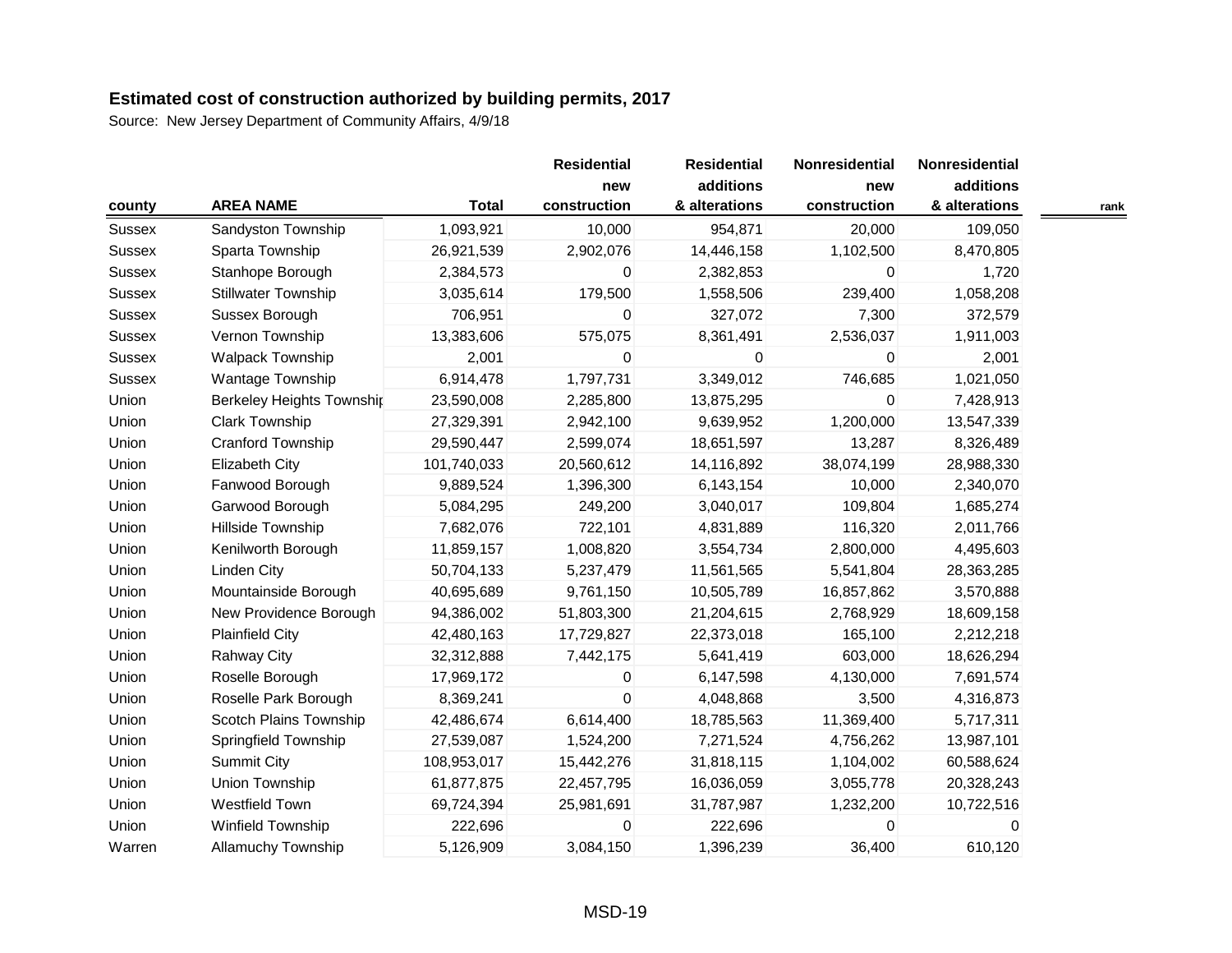## Estimated cost of construction authorized by building permits, 2017

Source: New Jersey Department of Community Affairs, 4/9/18

| county | AREA NAME | Total | Residential new construction | Residential additions & alterations | Nonresidential new construction | Nonresidential additions & alterations | rank |
|---|---|---|---|---|---|---|---|
| Sussex | Sandyston Township | 1,093,921 | 10,000 | 954,871 | 20,000 | 109,050 | |
| Sussex | Sparta Township | 26,921,539 | 2,902,076 | 14,446,158 | 1,102,500 | 8,470,805 | |
| Sussex | Stanhope Borough | 2,384,573 | 0 | 2,382,853 | 0 | 1,720 | |
| Sussex | Stillwater Township | 3,035,614 | 179,500 | 1,558,506 | 239,400 | 1,058,208 | |
| Sussex | Sussex Borough | 706,951 | 0 | 327,072 | 7,300 | 372,579 | |
| Sussex | Vernon Township | 13,383,606 | 575,075 | 8,361,491 | 2,536,037 | 1,911,003 | |
| Sussex | Walpack Township | 2,001 | 0 | 0 | 0 | 2,001 | |
| Sussex | Wantage Township | 6,914,478 | 1,797,731 | 3,349,012 | 746,685 | 1,021,050 | |
| Union | Berkeley Heights Township | 23,590,008 | 2,285,800 | 13,875,295 | 0 | 7,428,913 | |
| Union | Clark Township | 27,329,391 | 2,942,100 | 9,639,952 | 1,200,000 | 13,547,339 | |
| Union | Cranford Township | 29,590,447 | 2,599,074 | 18,651,597 | 13,287 | 8,326,489 | |
| Union | Elizabeth City | 101,740,033 | 20,560,612 | 14,116,892 | 38,074,199 | 28,988,330 | |
| Union | Fanwood Borough | 9,889,524 | 1,396,300 | 6,143,154 | 10,000 | 2,340,070 | |
| Union | Garwood Borough | 5,084,295 | 249,200 | 3,040,017 | 109,804 | 1,685,274 | |
| Union | Hillside Township | 7,682,076 | 722,101 | 4,831,889 | 116,320 | 2,011,766 | |
| Union | Kenilworth Borough | 11,859,157 | 1,008,820 | 3,554,734 | 2,800,000 | 4,495,603 | |
| Union | Linden City | 50,704,133 | 5,237,479 | 11,561,565 | 5,541,804 | 28,363,285 | |
| Union | Mountainside Borough | 40,695,689 | 9,761,150 | 10,505,789 | 16,857,862 | 3,570,888 | |
| Union | New Providence Borough | 94,386,002 | 51,803,300 | 21,204,615 | 2,768,929 | 18,609,158 | |
| Union | Plainfield City | 42,480,163 | 17,729,827 | 22,373,018 | 165,100 | 2,212,218 | |
| Union | Rahway City | 32,312,888 | 7,442,175 | 5,641,419 | 603,000 | 18,626,294 | |
| Union | Roselle Borough | 17,969,172 | 0 | 6,147,598 | 4,130,000 | 7,691,574 | |
| Union | Roselle Park Borough | 8,369,241 | 0 | 4,048,868 | 3,500 | 4,316,873 | |
| Union | Scotch Plains Township | 42,486,674 | 6,614,400 | 18,785,563 | 11,369,400 | 5,717,311 | |
| Union | Springfield Township | 27,539,087 | 1,524,200 | 7,271,524 | 4,756,262 | 13,987,101 | |
| Union | Summit City | 108,953,017 | 15,442,276 | 31,818,115 | 1,104,002 | 60,588,624 | |
| Union | Union Township | 61,877,875 | 22,457,795 | 16,036,059 | 3,055,778 | 20,328,243 | |
| Union | Westfield Town | 69,724,394 | 25,981,691 | 31,787,987 | 1,232,200 | 10,722,516 | |
| Union | Winfield Township | 222,696 | 0 | 222,696 | 0 | 0 | |
| Warren | Allamuchy Township | 5,126,909 | 3,084,150 | 1,396,239 | 36,400 | 610,120 | |

MSD-19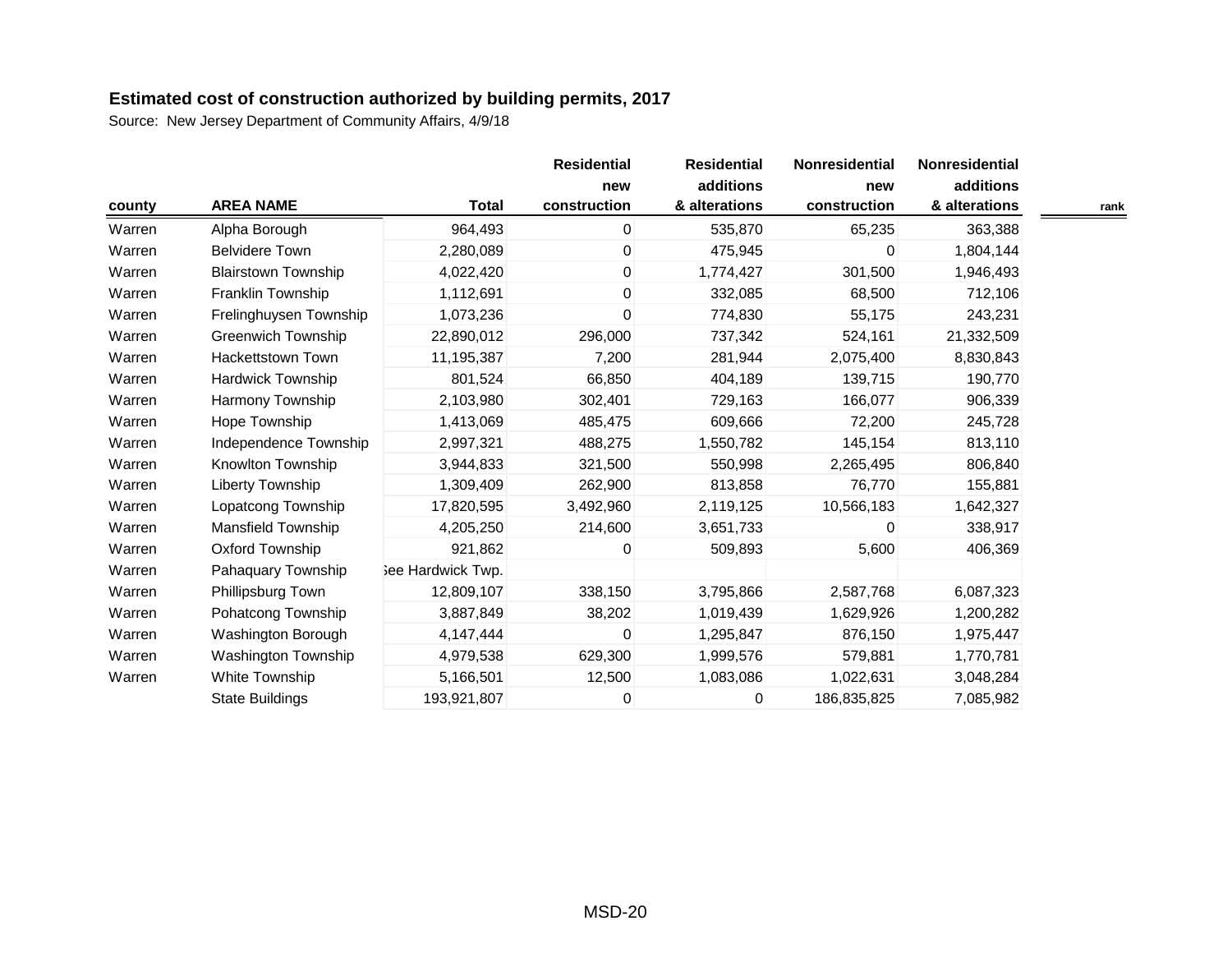**Estimated cost of construction authorized by building permits, 2017**

Source: New Jersey Department of Community Affairs, 4/9/18

| county | AREA NAME | Total | Residential new construction | Residential additions & alterations | Nonresidential new construction | Nonresidential additions & alterations | rank |
|---|---|---|---|---|---|---|---|
| Warren | Alpha Borough | 964,493 | 0 | 535,870 | 65,235 | 363,388 | |
| Warren | Belvidere Town | 2,280,089 | 0 | 475,945 | 0 | 1,804,144 | |
| Warren | Blairstown Township | 4,022,420 | 0 | 1,774,427 | 301,500 | 1,946,493 | |
| Warren | Franklin Township | 1,112,691 | 0 | 332,085 | 68,500 | 712,106 | |
| Warren | Frelinghuysen Township | 1,073,236 | 0 | 774,830 | 55,175 | 243,231 | |
| Warren | Greenwich Township | 22,890,012 | 296,000 | 737,342 | 524,161 | 21,332,509 | |
| Warren | Hackettstown Town | 11,195,387 | 7,200 | 281,944 | 2,075,400 | 8,830,843 | |
| Warren | Hardwick Township | 801,524 | 66,850 | 404,189 | 139,715 | 190,770 | |
| Warren | Harmony Township | 2,103,980 | 302,401 | 729,163 | 166,077 | 906,339 | |
| Warren | Hope Township | 1,413,069 | 485,475 | 609,666 | 72,200 | 245,728 | |
| Warren | Independence Township | 2,997,321 | 488,275 | 1,550,782 | 145,154 | 813,110 | |
| Warren | Knowlton Township | 3,944,833 | 321,500 | 550,998 | 2,265,495 | 806,840 | |
| Warren | Liberty Township | 1,309,409 | 262,900 | 813,858 | 76,770 | 155,881 | |
| Warren | Lopatcong Township | 17,820,595 | 3,492,960 | 2,119,125 | 10,566,183 | 1,642,327 | |
| Warren | Mansfield Township | 4,205,250 | 214,600 | 3,651,733 | 0 | 338,917 | |
| Warren | Oxford Township | 921,862 | 0 | 509,893 | 5,600 | 406,369 | |
| Warren | Pahaquary Township | See Hardwick Twp. | | | | | |
| Warren | Phillipsburg Town | 12,809,107 | 338,150 | 3,795,866 | 2,587,768 | 6,087,323 | |
| Warren | Pohatcong Township | 3,887,849 | 38,202 | 1,019,439 | 1,629,926 | 1,200,282 | |
| Warren | Washington Borough | 4,147,444 | 0 | 1,295,847 | 876,150 | 1,975,447 | |
| Warren | Washington Township | 4,979,538 | 629,300 | 1,999,576 | 579,881 | 1,770,781 | |
| Warren | White Township | 5,166,501 | 12,500 | 1,083,086 | 1,022,631 | 3,048,284 | |
| | State Buildings | 193,921,807 | 0 | 0 | 186,835,825 | 7,085,982 | |